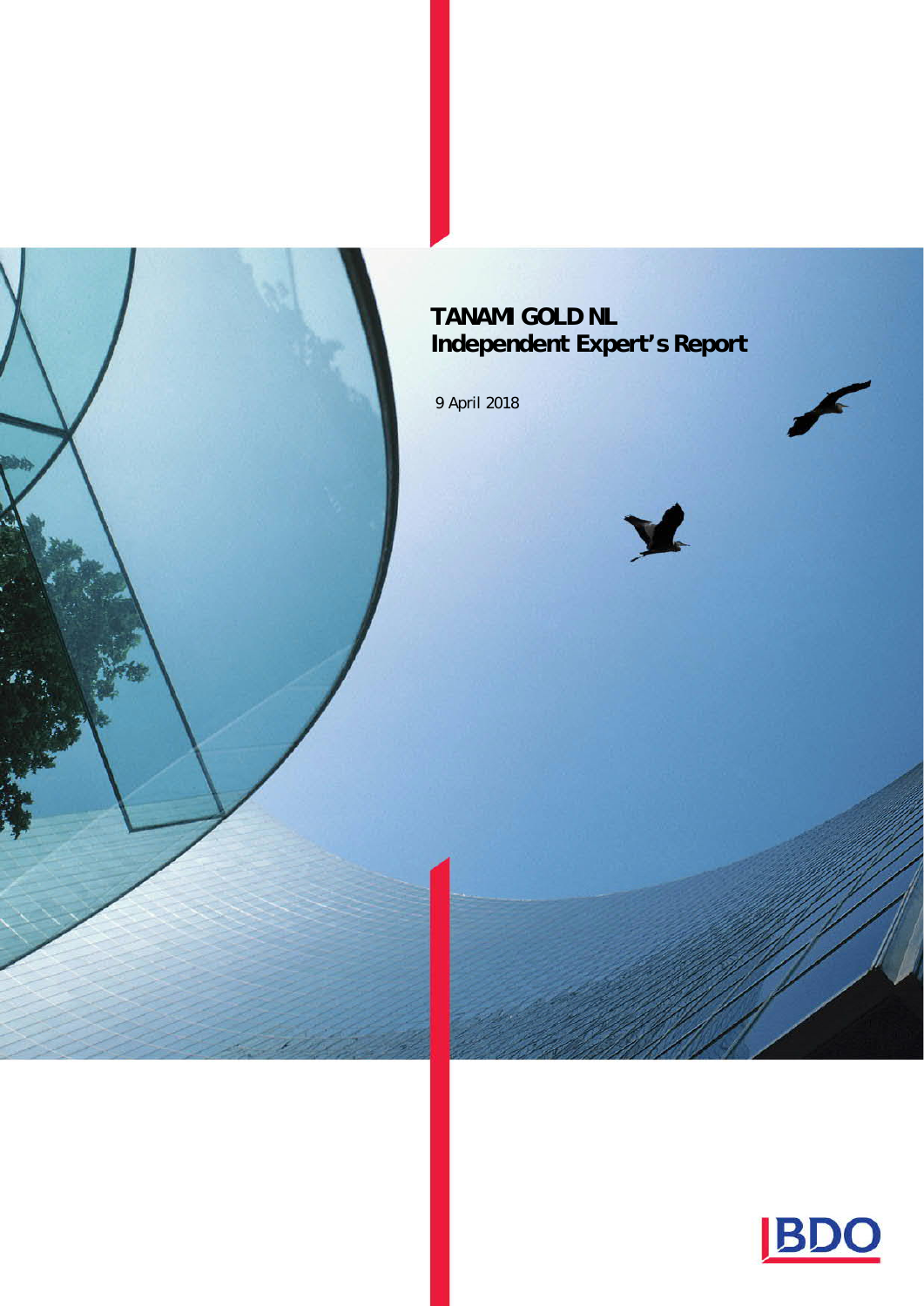# TANAMI GOLD NL
# Independent Expert's Report

9 April 2018

BDO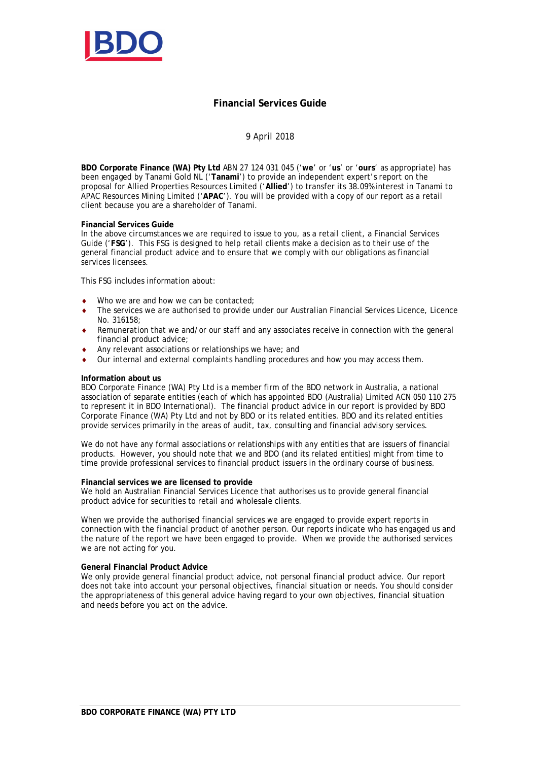# Financial Services Guide

9 April 2018

**BDO Corporate Finance (WA) Pty Ltd** ABN 27 124 031 045 ('**we**' or '**us**' or '**ours**' as appropriate) has been engaged by Tanami Gold NL ('**Tanami**') to provide an independent expert's report on the proposal for Allied Properties Resources Limited ('**Allied**') to transfer its 38.09% interest in Tanami to APAC Resources Mining Limited ('**APAC**'). You will be provided with a copy of our report as a retail client because you are a shareholder of Tanami.

**Financial Services Guide**
In the above circumstances we are required to issue to you, as a retail client, a Financial Services Guide ('**FSG**'). This FSG is designed to help retail clients make a decision as to their use of the general financial product advice and to ensure that we comply with our obligations as financial services licensees.

This FSG includes information about:

- Who we are and how we can be contacted;
- The services we are authorised to provide under our Australian Financial Services Licence, Licence No. 316158;
- Remuneration that we and/or our staff and any associates receive in connection with the general financial product advice;
- Any relevant associations or relationships we have; and
- Our internal and external complaints handling procedures and how you may access them.

**Information about us**
BDO Corporate Finance (WA) Pty Ltd is a member firm of the BDO network in Australia, a national association of separate entities (each of which has appointed BDO (Australia) Limited ACN 050 110 275 to represent it in BDO International). The financial product advice in our report is provided by BDO Corporate Finance (WA) Pty Ltd and not by BDO or its related entities. BDO and its related entities provide services primarily in the areas of audit, tax, consulting and financial advisory services.

We do not have any formal associations or relationships with any entities that are issuers of financial products. However, you should note that we and BDO (and its related entities) might from time to time provide professional services to financial product issuers in the ordinary course of business.

**Financial services we are licensed to provide**
We hold an Australian Financial Services Licence that authorises us to provide general financial product advice for securities to retail and wholesale clients.

When we provide the authorised financial services we are engaged to provide expert reports in connection with the financial product of another person. Our reports indicate who has engaged us and the nature of the report we have been engaged to provide. When we provide the authorised services we are not acting for you.

**General Financial Product Advice**
We only provide general financial product advice, not personal financial product advice. Our report does not take into account your personal objectives, financial situation or needs. You should consider the appropriateness of this general advice having regard to your own objectives, financial situation and needs before you act on the advice.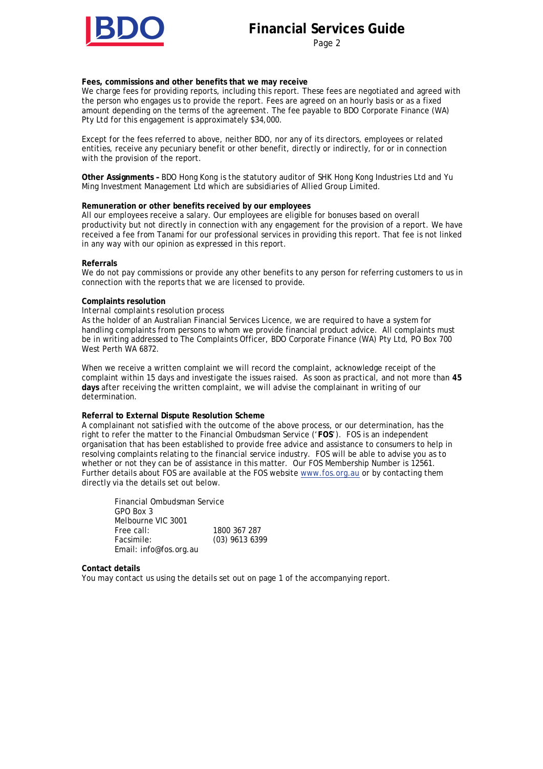**Fees, commissions and other benefits that we may receive**

We charge fees for providing reports, including this report. These fees are negotiated and agreed with the person who engages us to provide the report. Fees are agreed on an hourly basis or as a fixed amount depending on the terms of the agreement. The fee payable to BDO Corporate Finance (WA) Pty Ltd for this engagement is approximately $34,000.

Except for the fees referred to above, neither BDO, nor any of its directors, employees or related entities, receive any pecuniary benefit or other benefit, directly or indirectly, for or in connection with the provision of the report.

**Other Assignments –** BDO Hong Kong is the statutory auditor of SHK Hong Kong Industries Ltd and Yu Ming Investment Management Ltd which are subsidiaries of Allied Group Limited.

**Remuneration or other benefits received by our employees**

All our employees receive a salary. Our employees are eligible for bonuses based on overall productivity but not directly in connection with any engagement for the provision of a report. We have received a fee from Tanami for our professional services in providing this report. That fee is not linked in any way with our opinion as expressed in this report.

**Referrals**

We do not pay commissions or provide any other benefits to any person for referring customers to us in connection with the reports that we are licensed to provide.

**Complaints resolution**

*Internal complaints resolution process*

As the holder of an Australian Financial Services Licence, we are required to have a system for handling complaints from persons to whom we provide financial product advice. All complaints must be in writing addressed to The Complaints Officer, BDO Corporate Finance (WA) Pty Ltd, PO Box 700 West Perth WA 6872.

When we receive a written complaint we will record the complaint, acknowledge receipt of the complaint within 15 days and investigate the issues raised. As soon as practical, and not more than **45 days** after receiving the written complaint, we will advise the complainant in writing of our determination.

**Referral to External Dispute Resolution Scheme**

A complainant not satisfied with the outcome of the above process, or our determination, has the right to refer the matter to the Financial Ombudsman Service ('**FOS**'). FOS is an independent organisation that has been established to provide free advice and assistance to consumers to help in resolving complaints relating to the financial service industry. FOS will be able to advise you as to whether or not they can be of assistance in this matter. Our FOS Membership Number is 12561. Further details about FOS are available at the FOS website www.fos.org.au or by contacting them directly via the details set out below.

Financial Ombudsman Service
GPO Box 3
Melbourne VIC 3001
Free call: 1800 367 287
Facsimile: (03) 9613 6399
Email: info@fos.org.au

**Contact details**

You may contact us using the details set out on page 1 of the accompanying report.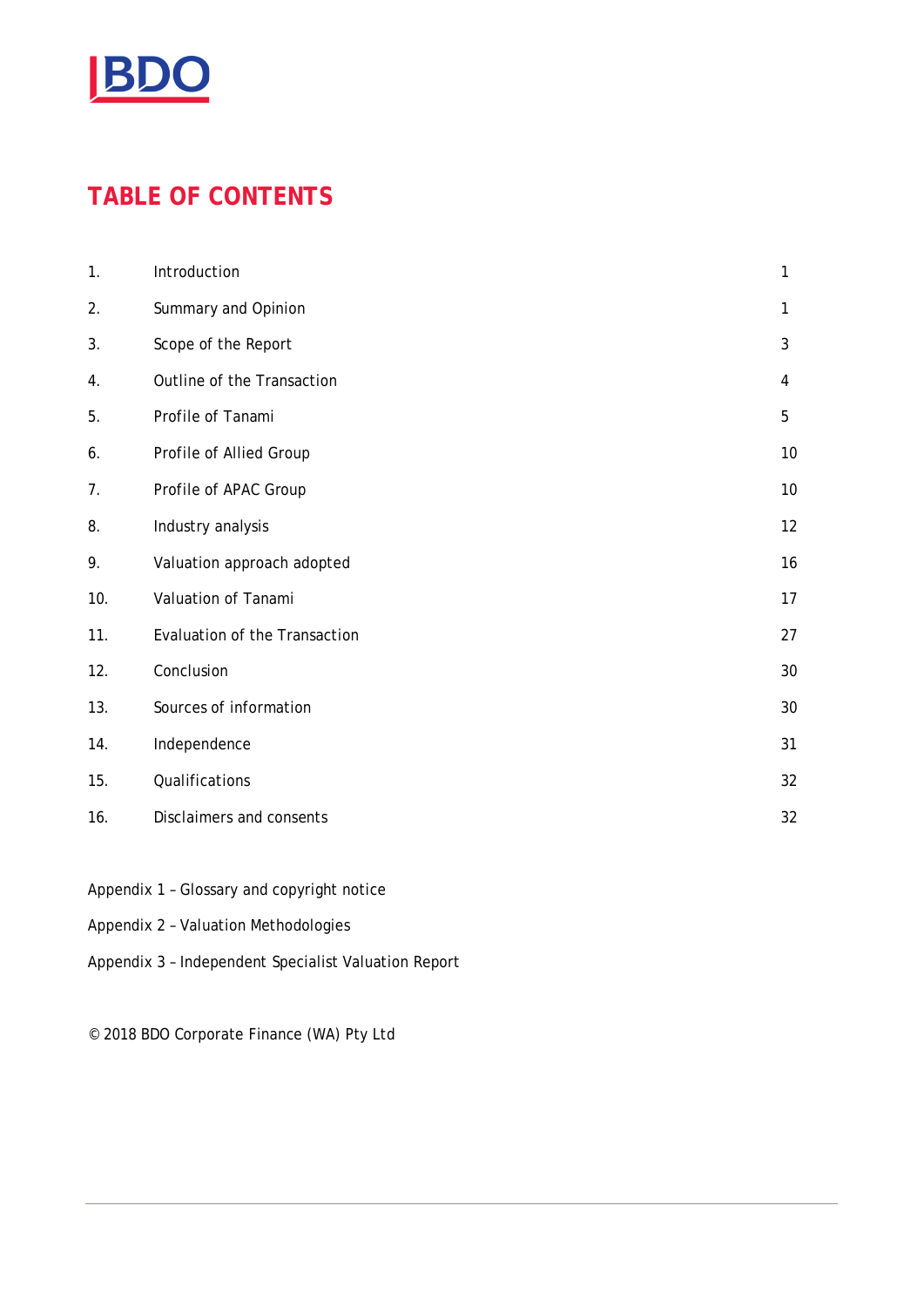# TABLE OF CONTENTS

| | | |
|---|---|---|
| 1. | Introduction | 1 |
| 2. | Summary and Opinion | 1 |
| 3. | Scope of the Report | 3 |
| 4. | Outline of the Transaction | 4 |
| 5. | Profile of Tanami | 5 |
| 6. | Profile of Allied Group | 10 |
| 7. | Profile of APAC Group | 10 |
| 8. | Industry analysis | 12 |
| 9. | Valuation approach adopted | 16 |
| 10. | Valuation of Tanami | 17 |
| 11. | Evaluation of the Transaction | 27 |
| 12. | Conclusion | 30 |
| 13. | Sources of information | 30 |
| 14. | Independence | 31 |
| 15. | Qualifications | 32 |
| 16. | Disclaimers and consents | 32 |

Appendix 1 – Glossary and copyright notice

Appendix 2 – Valuation Methodologies

Appendix 3 – Independent Specialist Valuation Report

© 2018 BDO Corporate Finance (WA) Pty Ltd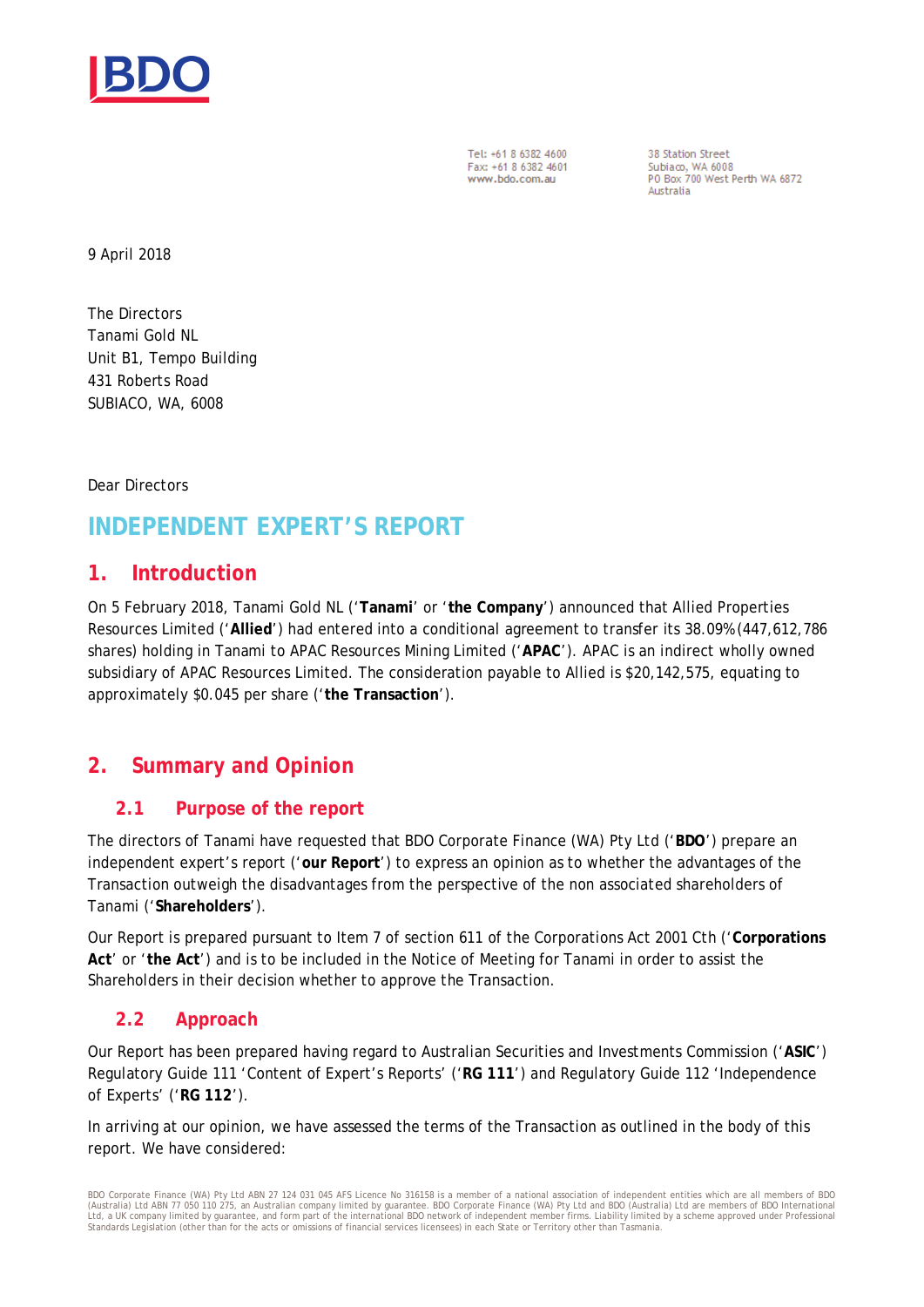Tel: +61 8 6382 4600
Fax: +61 8 6382 4601
www.bdo.com.au

38 Station Street
Subiaco, WA 6008
PO Box 700 West Perth WA 6872
Australia

9 April 2018

The Directors
Tanami Gold NL
Unit B1, Tempo Building
431 Roberts Road
SUBIACO, WA, 6008

Dear Directors

# INDEPENDENT EXPERT'S REPORT

## 1. Introduction

On 5 February 2018, Tanami Gold NL ('**Tanami**' or '**the Company**') announced that Allied Properties Resources Limited ('**Allied**') had entered into a conditional agreement to transfer its 38.09% (447,612,786 shares) holding in Tanami to APAC Resources Mining Limited ('**APAC**'). APAC is an indirect wholly owned subsidiary of APAC Resources Limited. The consideration payable to Allied is $20,142,575, equating to approximately $0.045 per share ('**the Transaction**').

## 2. Summary and Opinion

### 2.1 Purpose of the report

The directors of Tanami have requested that BDO Corporate Finance (WA) Pty Ltd ('**BDO**') prepare an independent expert's report ('**our Report**') to express an opinion as to whether the advantages of the Transaction outweigh the disadvantages from the perspective of the non associated shareholders of Tanami ('**Shareholders**').

Our Report is prepared pursuant to Item 7 of section 611 of the Corporations Act 2001 Cth ('**Corporations Act**' or '**the Act**') and is to be included in the Notice of Meeting for Tanami in order to assist the Shareholders in their decision whether to approve the Transaction.

### 2.2 Approach

Our Report has been prepared having regard to Australian Securities and Investments Commission ('**ASIC**') Regulatory Guide 111 'Content of Expert's Reports' ('**RG 111**') and Regulatory Guide 112 'Independence of Experts' ('**RG 112**').

In arriving at our opinion, we have assessed the terms of the Transaction as outlined in the body of this report. We have considered: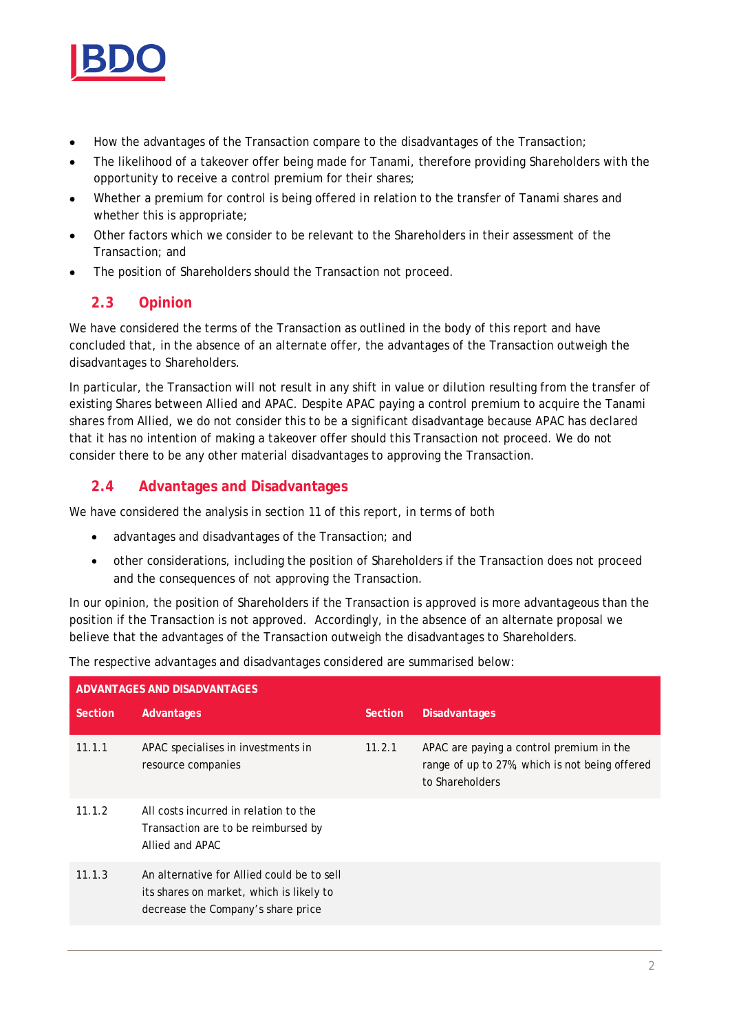- How the advantages of the Transaction compare to the disadvantages of the Transaction;
- The likelihood of a takeover offer being made for Tanami, therefore providing Shareholders with the opportunity to receive a control premium for their shares;
- Whether a premium for control is being offered in relation to the transfer of Tanami shares and whether this is appropriate;
- Other factors which we consider to be relevant to the Shareholders in their assessment of the Transaction; and
- The position of Shareholders should the Transaction not proceed.

## 2.3 Opinion

We have considered the terms of the Transaction as outlined in the body of this report and have concluded that, in the absence of an alternate offer, the advantages of the Transaction outweigh the disadvantages to Shareholders.

In particular, the Transaction will not result in any shift in value or dilution resulting from the transfer of existing Shares between Allied and APAC. Despite APAC paying a control premium to acquire the Tanami shares from Allied, we do not consider this to be a significant disadvantage because APAC has declared that it has no intention of making a takeover offer should this Transaction not proceed. We do not consider there to be any other material disadvantages to approving the Transaction.

## 2.4 Advantages and Disadvantages

We have considered the analysis in section 11 of this report, in terms of both

- advantages and disadvantages of the Transaction; and
- other considerations, including the position of Shareholders if the Transaction does not proceed and the consequences of not approving the Transaction.

In our opinion, the position of Shareholders if the Transaction is approved is more advantageous than the position if the Transaction is not approved. Accordingly, in the absence of an alternate proposal we believe that the advantages of the Transaction outweigh the disadvantages to Shareholders.

The respective advantages and disadvantages considered are summarised below:

| **ADVANTAGES AND DISADVANTAGES** | | | |
|---|---|---|---|
| **Section** | **Advantages** | **Section** | **Disadvantages** |
| 11.1.1 | APAC specialises in investments in resource companies | 11.2.1 | APAC are paying a control premium in the range of up to 27%, which is not being offered to Shareholders |
| 11.1.2 | All costs incurred in relation to the Transaction are to be reimbursed by Allied and APAC | | |
| 11.1.3 | An alternative for Allied could be to sell its shares on market, which is likely to decrease the Company's share price | | |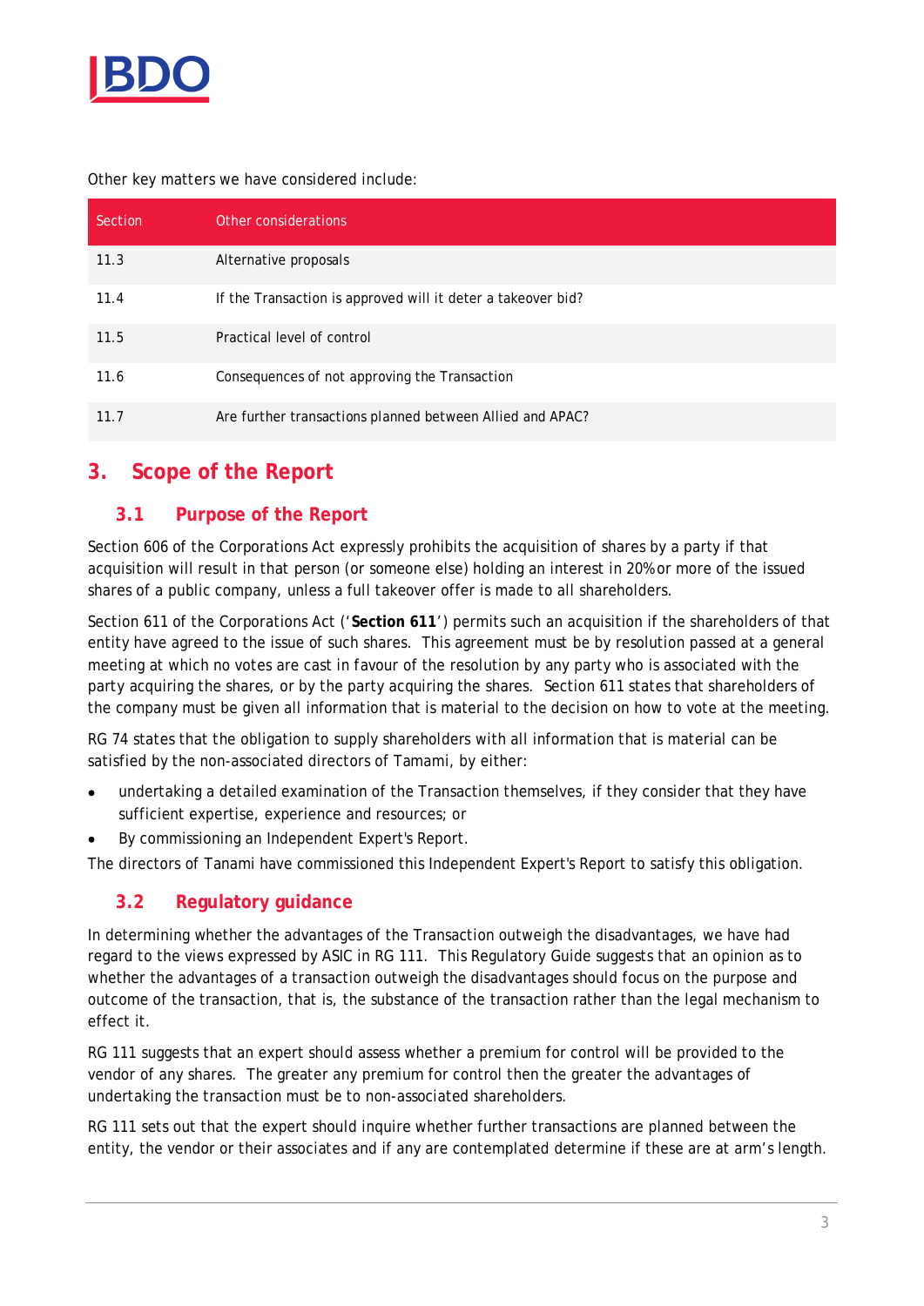Other key matters we have considered include:

| Section | Other considerations |
|---|---|
| 11.3 | Alternative proposals |
| 11.4 | If the Transaction is approved will it deter a takeover bid? |
| 11.5 | Practical level of control |
| 11.6 | Consequences of not approving the Transaction |
| 11.7 | Are further transactions planned between Allied and APAC? |

# 3. Scope of the Report

## 3.1 Purpose of the Report

Section 606 of the Corporations Act expressly prohibits the acquisition of shares by a party if that acquisition will result in that person (or someone else) holding an interest in 20% or more of the issued shares of a public company, unless a full takeover offer is made to all shareholders.

Section 611 of the Corporations Act ('**Section 611**') permits such an acquisition if the shareholders of that entity have agreed to the issue of such shares. This agreement must be by resolution passed at a general meeting at which no votes are cast in favour of the resolution by any party who is associated with the party acquiring the shares, or by the party acquiring the shares. Section 611 states that shareholders of the company must be given all information that is material to the decision on how to vote at the meeting.

RG 74 states that the obligation to supply shareholders with all information that is material can be satisfied by the non-associated directors of Tamami, by either:

- undertaking a detailed examination of the Transaction themselves, if they consider that they have sufficient expertise, experience and resources; or
- By commissioning an Independent Expert's Report.

The directors of Tanami have commissioned this Independent Expert's Report to satisfy this obligation.

## 3.2 Regulatory guidance

In determining whether the advantages of the Transaction outweigh the disadvantages, we have had regard to the views expressed by ASIC in RG 111. This Regulatory Guide suggests that an opinion as to whether the advantages of a transaction outweigh the disadvantages should focus on the purpose and outcome of the transaction, that is, the substance of the transaction rather than the legal mechanism to effect it.

RG 111 suggests that an expert should assess whether a premium for control will be provided to the vendor of any shares. The greater any premium for control then the greater the advantages of undertaking the transaction must be to non-associated shareholders.

RG 111 sets out that the expert should inquire whether further transactions are planned between the entity, the vendor or their associates and if any are contemplated determine if these are at arm's length.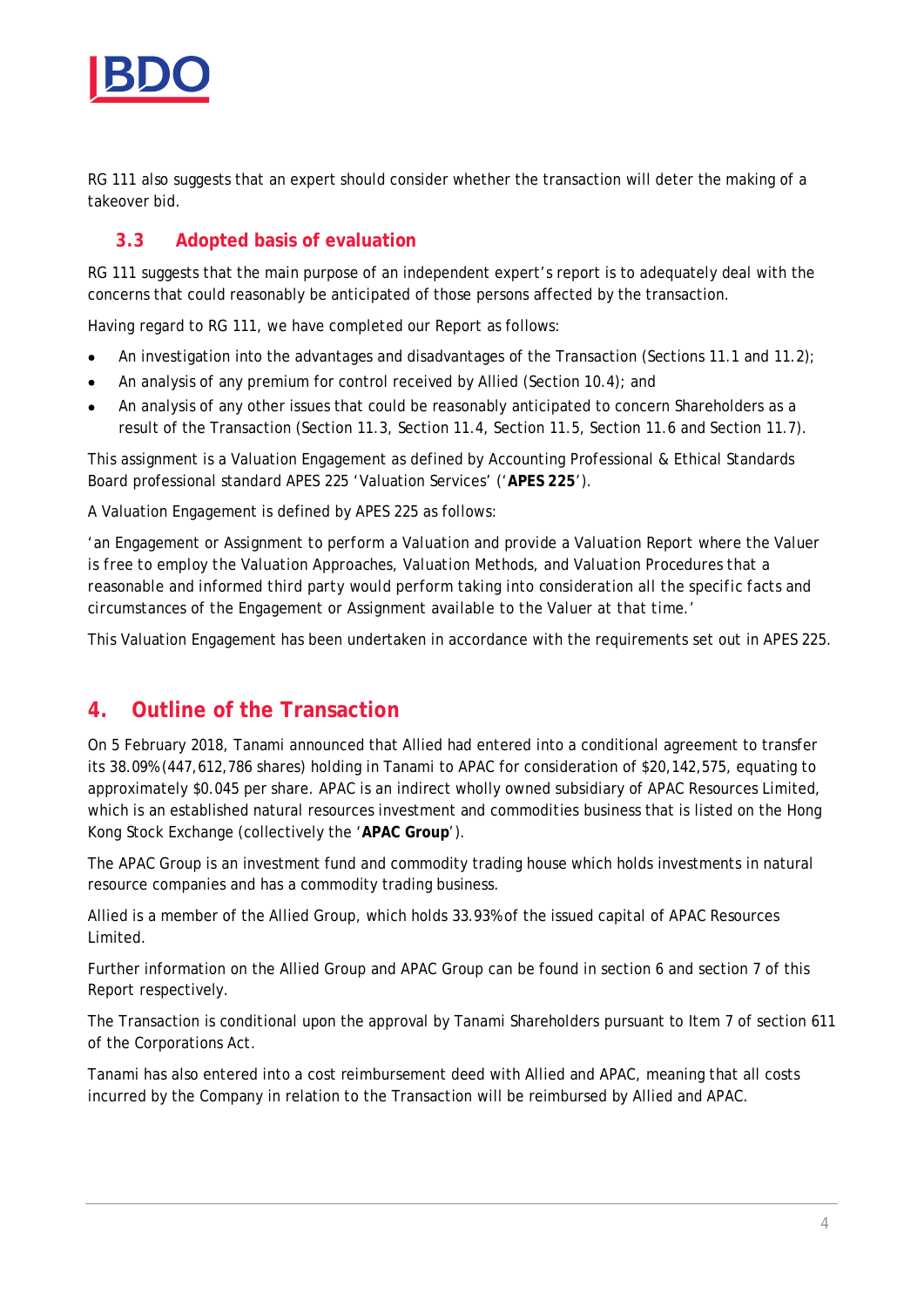RG 111 also suggests that an expert should consider whether the transaction will deter the making of a takeover bid.

## 3.3 Adopted basis of evaluation

RG 111 suggests that the main purpose of an independent expert's report is to adequately deal with the concerns that could reasonably be anticipated of those persons affected by the transaction.

Having regard to RG 111, we have completed our Report as follows:

- An investigation into the advantages and disadvantages of the Transaction (Sections 11.1 and 11.2);
- An analysis of any premium for control received by Allied (Section 10.4); and
- An analysis of any other issues that could be reasonably anticipated to concern Shareholders as a result of the Transaction (Section 11.3, Section 11.4, Section 11.5, Section 11.6 and Section 11.7).

This assignment is a Valuation Engagement as defined by Accounting Professional & Ethical Standards Board professional standard APES 225 'Valuation Services' ('**APES 225**').

A Valuation Engagement is defined by APES 225 as follows:

'an Engagement or Assignment to perform a Valuation and provide a Valuation Report where the Valuer is free to employ the Valuation Approaches, Valuation Methods, and Valuation Procedures that a reasonable and informed third party would perform taking into consideration all the specific facts and circumstances of the Engagement or Assignment available to the Valuer at that time.'

This Valuation Engagement has been undertaken in accordance with the requirements set out in APES 225.

# 4. Outline of the Transaction

On 5 February 2018, Tanami announced that Allied had entered into a conditional agreement to transfer its 38.09% (447,612,786 shares) holding in Tanami to APAC for consideration of $20,142,575, equating to approximately $0.045 per share. APAC is an indirect wholly owned subsidiary of APAC Resources Limited, which is an established natural resources investment and commodities business that is listed on the Hong Kong Stock Exchange (collectively the '**APAC Group**').

The APAC Group is an investment fund and commodity trading house which holds investments in natural resource companies and has a commodity trading business.

Allied is a member of the Allied Group, which holds 33.93% of the issued capital of APAC Resources Limited.

Further information on the Allied Group and APAC Group can be found in section 6 and section 7 of this Report respectively.

The Transaction is conditional upon the approval by Tanami Shareholders pursuant to Item 7 of section 611 of the Corporations Act.

Tanami has also entered into a cost reimbursement deed with Allied and APAC, meaning that all costs incurred by the Company in relation to the Transaction will be reimbursed by Allied and APAC.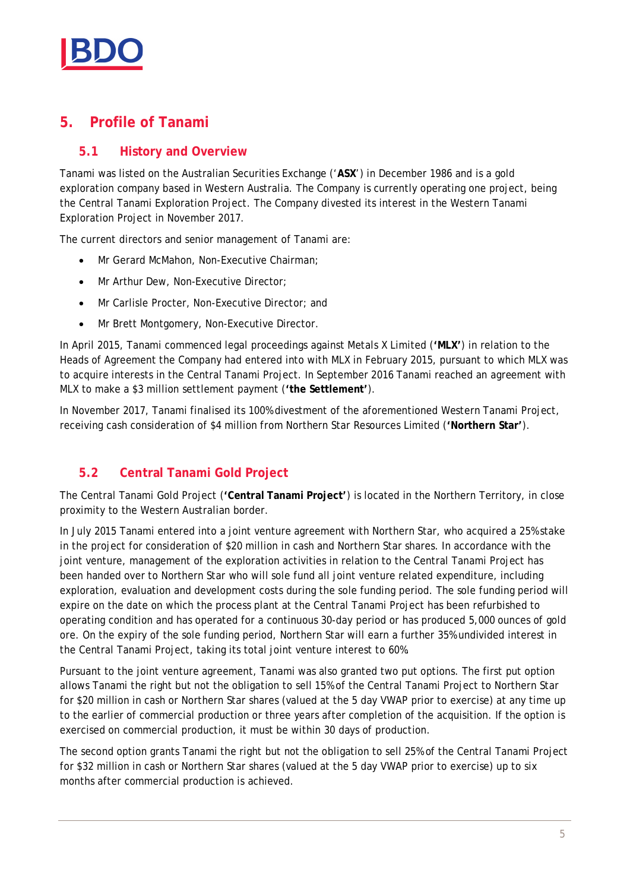## 5. Profile of Tanami

### 5.1 History and Overview

Tanami was listed on the Australian Securities Exchange ('**ASX**') in December 1986 and is a gold exploration company based in Western Australia. The Company is currently operating one project, being the Central Tanami Exploration Project. The Company divested its interest in the Western Tanami Exploration Project in November 2017.

The current directors and senior management of Tanami are:

- Mr Gerard McMahon, Non-Executive Chairman;
- Mr Arthur Dew, Non-Executive Director;
- Mr Carlisle Procter, Non-Executive Director; and
- Mr Brett Montgomery, Non-Executive Director.

In April 2015, Tanami commenced legal proceedings against Metals X Limited (**'MLX'**) in relation to the Heads of Agreement the Company had entered into with MLX in February 2015, pursuant to which MLX was to acquire interests in the Central Tanami Project. In September 2016 Tanami reached an agreement with MLX to make a $3 million settlement payment (**'the Settlement'**).

In November 2017, Tanami finalised its 100% divestment of the aforementioned Western Tanami Project, receiving cash consideration of $4 million from Northern Star Resources Limited (**'Northern Star'**).

### 5.2 Central Tanami Gold Project

The Central Tanami Gold Project (**'Central Tanami Project'**) is located in the Northern Territory, in close proximity to the Western Australian border.

In July 2015 Tanami entered into a joint venture agreement with Northern Star, who acquired a 25% stake in the project for consideration of $20 million in cash and Northern Star shares. In accordance with the joint venture, management of the exploration activities in relation to the Central Tanami Project has been handed over to Northern Star who will sole fund all joint venture related expenditure, including exploration, evaluation and development costs during the sole funding period. The sole funding period will expire on the date on which the process plant at the Central Tanami Project has been refurbished to operating condition and has operated for a continuous 30-day period or has produced 5,000 ounces of gold ore. On the expiry of the sole funding period, Northern Star will earn a further 35% undivided interest in the Central Tanami Project, taking its total joint venture interest to 60%.

Pursuant to the joint venture agreement, Tanami was also granted two put options. The first put option allows Tanami the right but not the obligation to sell 15% of the Central Tanami Project to Northern Star for $20 million in cash or Northern Star shares (valued at the 5 day VWAP prior to exercise) at any time up to the earlier of commercial production or three years after completion of the acquisition. If the option is exercised on commercial production, it must be within 30 days of production.

The second option grants Tanami the right but not the obligation to sell 25% of the Central Tanami Project for $32 million in cash or Northern Star shares (valued at the 5 day VWAP prior to exercise) up to six months after commercial production is achieved.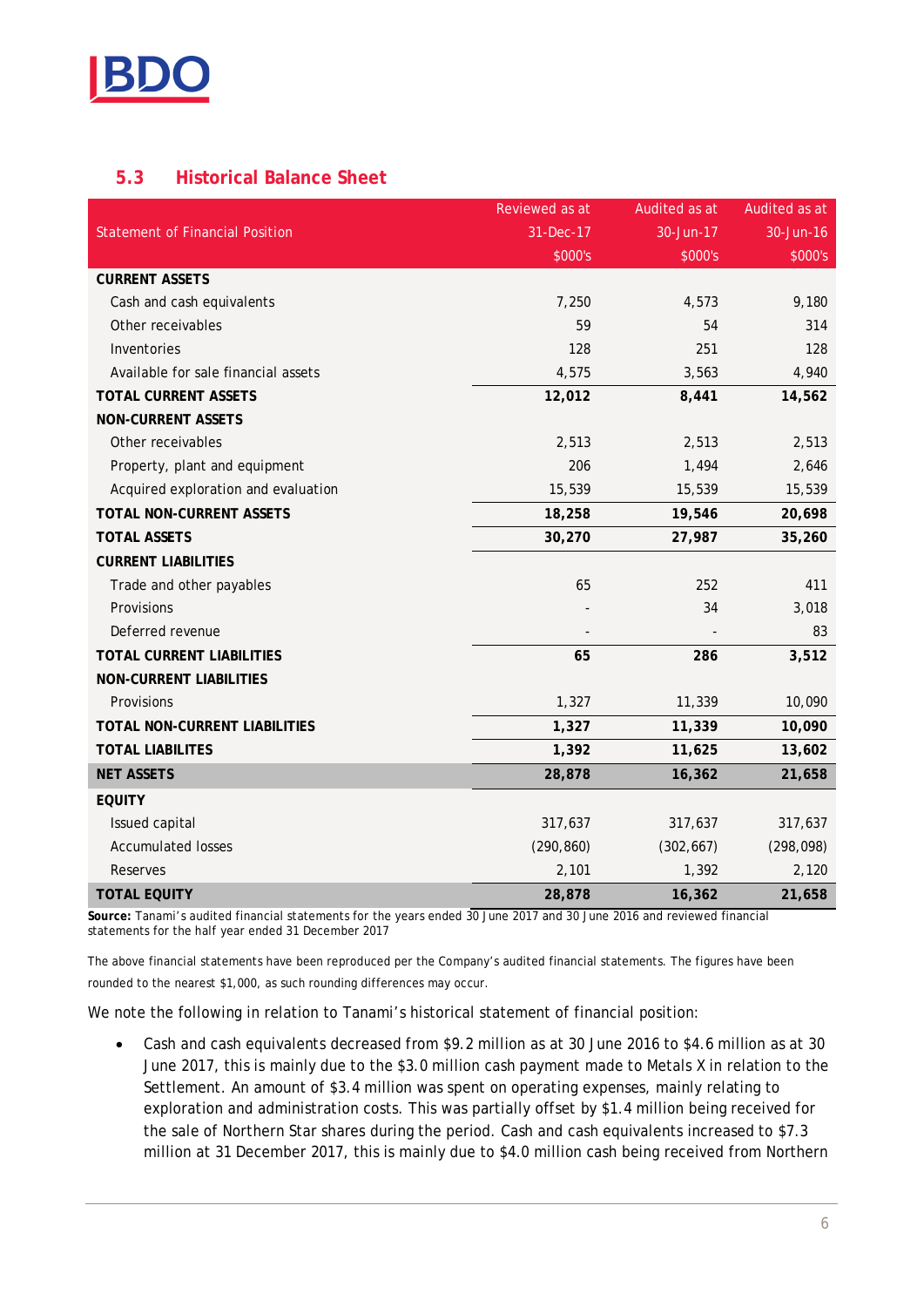## 5.3 Historical Balance Sheet

| Statement of Financial Position | Reviewed as at 31-Dec-17 $000's | Audited as at 30-Jun-17 $000's | Audited as at 30-Jun-16 $000's |
|---|---|---|---|
| **CURRENT ASSETS** | | | |
| Cash and cash equivalents | 7,250 | 4,573 | 9,180 |
| Other receivables | 59 | 54 | 314 |
| Inventories | 128 | 251 | 128 |
| Available for sale financial assets | 4,575 | 3,563 | 4,940 |
| **TOTAL CURRENT ASSETS** | **12,012** | **8,441** | **14,562** |
| **NON-CURRENT ASSETS** | | | |
| Other receivables | 2,513 | 2,513 | 2,513 |
| Property, plant and equipment | 206 | 1,494 | 2,646 |
| Acquired exploration and evaluation | 15,539 | 15,539 | 15,539 |
| **TOTAL NON-CURRENT ASSETS** | **18,258** | **19,546** | **20,698** |
| **TOTAL ASSETS** | **30,270** | **27,987** | **35,260** |
| **CURRENT LIABILITIES** | | | |
| Trade and other payables | 65 | 252 | 411 |
| Provisions | - | 34 | 3,018 |
| Deferred revenue | - | - | 83 |
| **TOTAL CURRENT LIABILITIES** | **65** | **286** | **3,512** |
| **NON-CURRENT LIABILITIES** | | | |
| Provisions | 1,327 | 11,339 | 10,090 |
| **TOTAL NON-CURRENT LIABILITIES** | **1,327** | **11,339** | **10,090** |
| **TOTAL LIABILITES** | **1,392** | **11,625** | **13,602** |
| **NET ASSETS** | **28,878** | **16,362** | **21,658** |
| **EQUITY** | | | |
| Issued capital | 317,637 | 317,637 | 317,637 |
| Accumulated losses | (290,860) | (302,667) | (298,098) |
| Reserves | 2,101 | 1,392 | 2,120 |
| **TOTAL EQUITY** | **28,878** | **16,362** | **21,658** |

**Source:** Tanami's audited financial statements for the years ended 30 June 2017 and 30 June 2016 and reviewed financial statements for the half year ended 31 December 2017

The above financial statements have been reproduced per the Company's audited financial statements. The figures have been rounded to the nearest $1,000, as such rounding differences may occur.

We note the following in relation to Tanami's historical statement of financial position:

- Cash and cash equivalents decreased from $9.2 million as at 30 June 2016 to $4.6 million as at 30 June 2017, this is mainly due to the $3.0 million cash payment made to Metals X in relation to the Settlement. An amount of $3.4 million was spent on operating expenses, mainly relating to exploration and administration costs. This was partially offset by $1.4 million being received for the sale of Northern Star shares during the period. Cash and cash equivalents increased to $7.3 million at 31 December 2017, this is mainly due to $4.0 million cash being received from Northern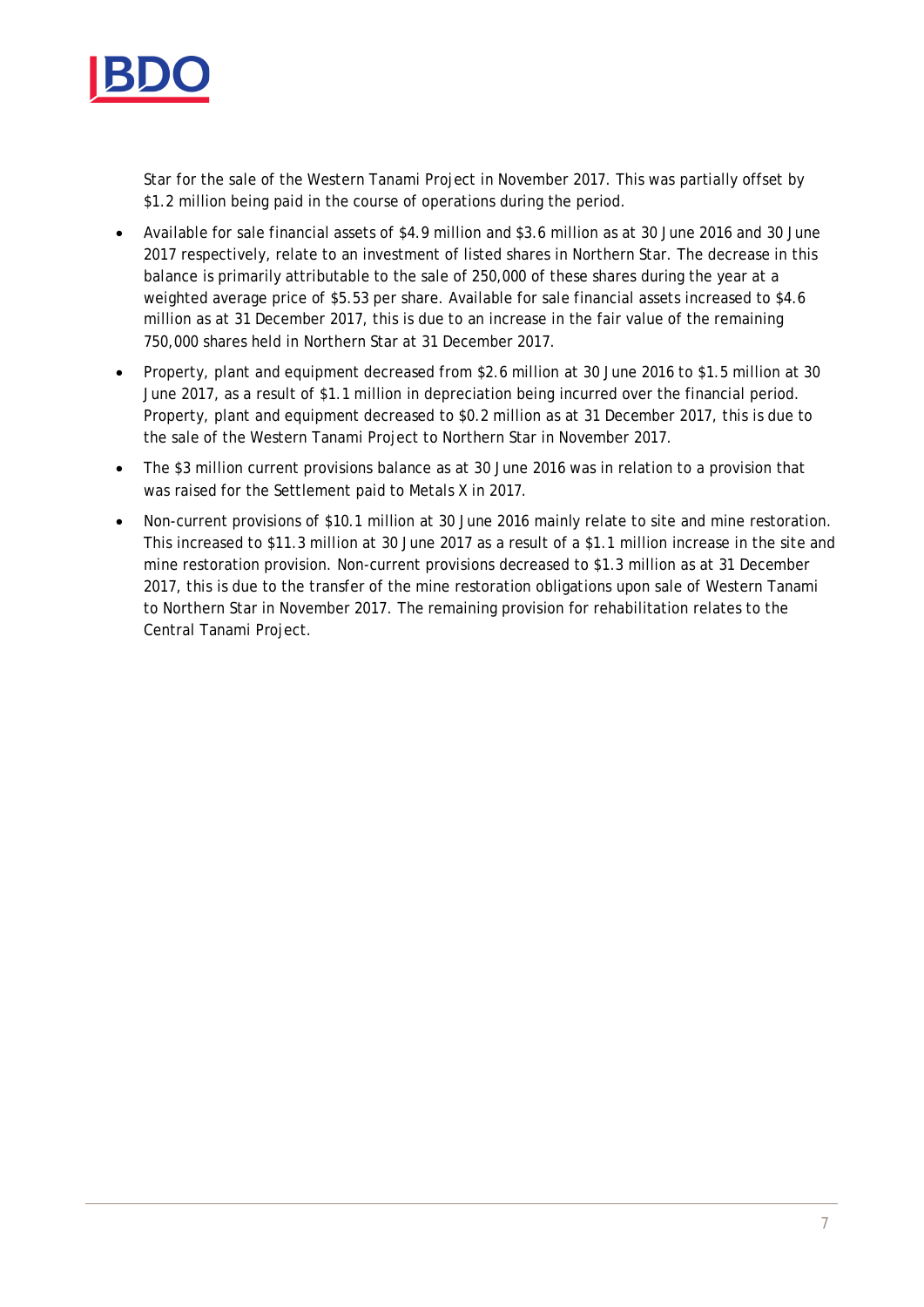Star for the sale of the Western Tanami Project in November 2017. This was partially offset by $1.2 million being paid in the course of operations during the period.

- Available for sale financial assets of $4.9 million and $3.6 million as at 30 June 2016 and 30 June 2017 respectively, relate to an investment of listed shares in Northern Star. The decrease in this balance is primarily attributable to the sale of 250,000 of these shares during the year at a weighted average price of $5.53 per share. Available for sale financial assets increased to $4.6 million as at 31 December 2017, this is due to an increase in the fair value of the remaining 750,000 shares held in Northern Star at 31 December 2017.
- Property, plant and equipment decreased from $2.6 million at 30 June 2016 to $1.5 million at 30 June 2017, as a result of $1.1 million in depreciation being incurred over the financial period. Property, plant and equipment decreased to $0.2 million as at 31 December 2017, this is due to the sale of the Western Tanami Project to Northern Star in November 2017.
- The $3 million current provisions balance as at 30 June 2016 was in relation to a provision that was raised for the Settlement paid to Metals X in 2017.
- Non-current provisions of $10.1 million at 30 June 2016 mainly relate to site and mine restoration. This increased to $11.3 million at 30 June 2017 as a result of a $1.1 million increase in the site and mine restoration provision. Non-current provisions decreased to $1.3 million as at 31 December 2017, this is due to the transfer of the mine restoration obligations upon sale of Western Tanami to Northern Star in November 2017. The remaining provision for rehabilitation relates to the Central Tanami Project.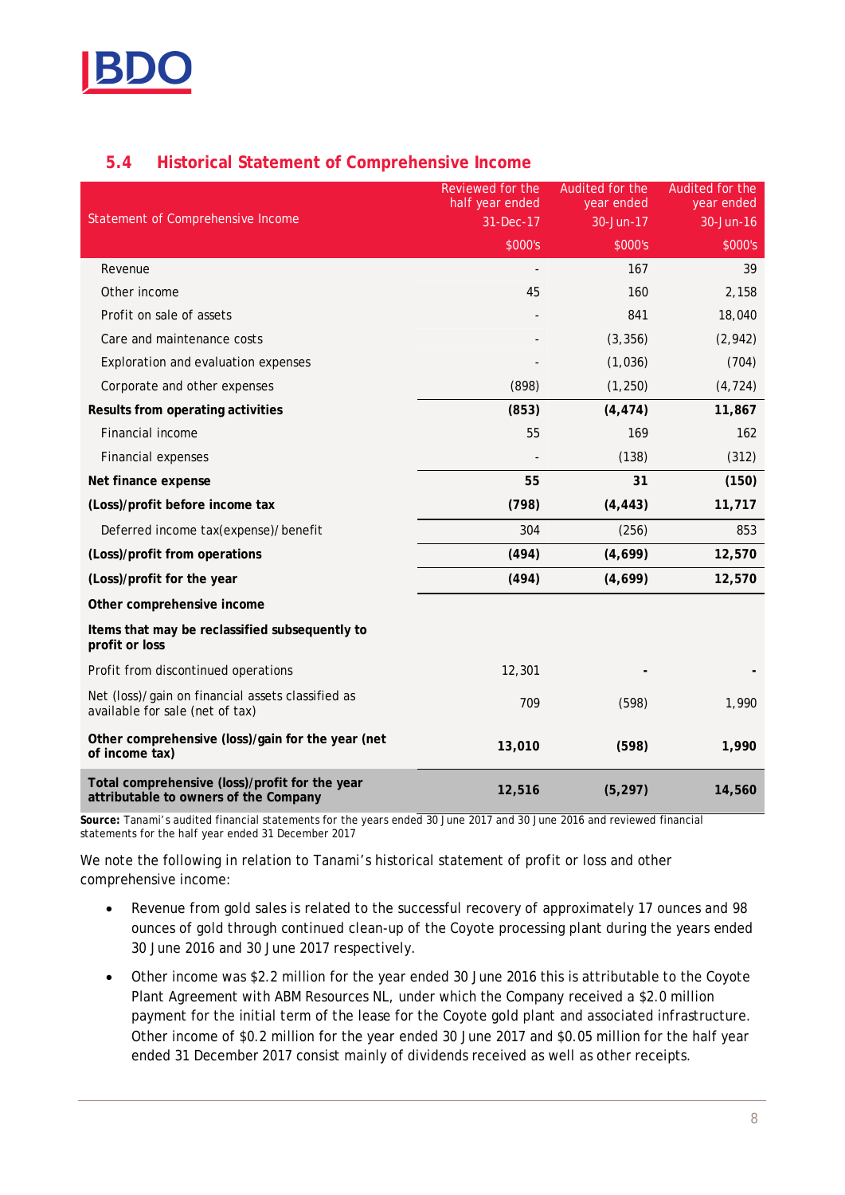## 5.4 Historical Statement of Comprehensive Income

| Statement of Comprehensive Income | Reviewed for the half year ended 31-Dec-17 | Audited for the year ended 30-Jun-17 | Audited for the year ended 30-Jun-16 |
|---|---|---|---|
| | $000's | $000's | $000's |
| Revenue | - | 167 | 39 |
| Other income | 45 | 160 | 2,158 |
| Profit on sale of assets | - | 841 | 18,040 |
| Care and maintenance costs | - | (3,356) | (2,942) |
| Exploration and evaluation expenses | - | (1,036) | (704) |
| Corporate and other expenses | (898) | (1,250) | (4,724) |
| **Results from operating activities** | **(853)** | **(4,474)** | **11,867** |
| Financial income | 55 | 169 | 162 |
| Financial expenses | - | (138) | (312) |
| **Net finance expense** | **55** | **31** | **(150)** |
| **(Loss)/profit before income tax** | **(798)** | **(4,443)** | **11,717** |
| Deferred income tax(expense)/benefit | 304 | (256) | 853 |
| **(Loss)/profit from operations** | **(494)** | **(4,699)** | **12,570** |
| **(Loss)/profit for the year** | **(494)** | **(4,699)** | **12,570** |
| **Other comprehensive income** | | | |
| **Items that may be reclassified subsequently to profit or loss** | | | |
| Profit from discontinued operations | 12,301 | - | - |
| Net (loss)/gain on financial assets classified as available for sale (net of tax) | 709 | (598) | 1,990 |
| **Other comprehensive (loss)/gain for the year (net of income tax)** | **13,010** | **(598)** | **1,990** |
| **Total comprehensive (loss)/profit for the year attributable to owners of the Company** | **12,516** | **(5,297)** | **14,560** |

**Source:** Tanami's audited financial statements for the years ended 30 June 2017 and 30 June 2016 and reviewed financial statements for the half year ended 31 December 2017

We note the following in relation to Tanami's historical statement of profit or loss and other comprehensive income:

- Revenue from gold sales is related to the successful recovery of approximately 17 ounces and 98 ounces of gold through continued clean-up of the Coyote processing plant during the years ended 30 June 2016 and 30 June 2017 respectively.
- Other income was $2.2 million for the year ended 30 June 2016 this is attributable to the Coyote Plant Agreement with ABM Resources NL, under which the Company received a $2.0 million payment for the initial term of the lease for the Coyote gold plant and associated infrastructure. Other income of $0.2 million for the year ended 30 June 2017 and $0.05 million for the half year ended 31 December 2017 consist mainly of dividends received as well as other receipts.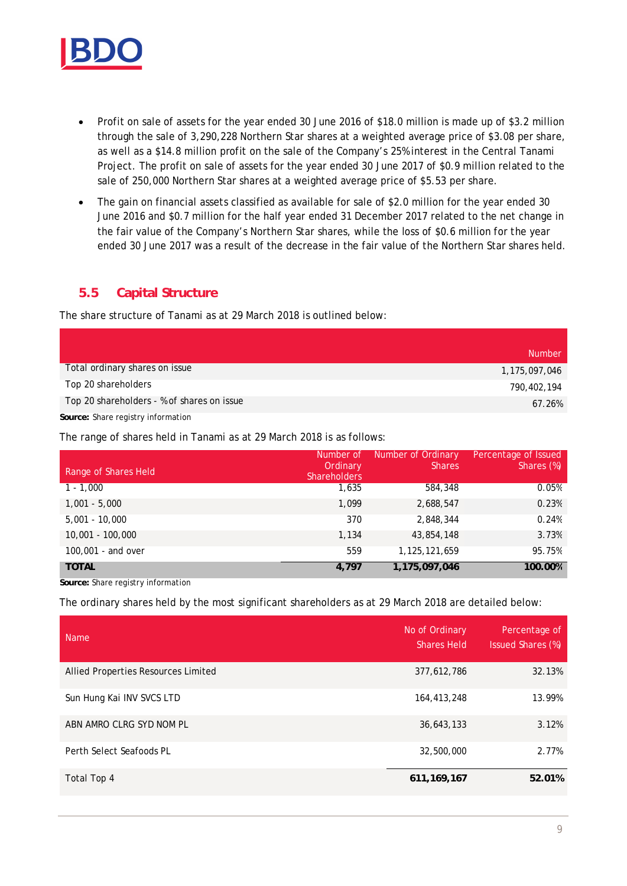- Profit on sale of assets for the year ended 30 June 2016 of $18.0 million is made up of $3.2 million through the sale of 3,290,228 Northern Star shares at a weighted average price of $3.08 per share, as well as a $14.8 million profit on the sale of the Company's 25% interest in the Central Tanami Project. The profit on sale of assets for the year ended 30 June 2017 of $0.9 million related to the sale of 250,000 Northern Star shares at a weighted average price of $5.53 per share.
- The gain on financial assets classified as available for sale of $2.0 million for the year ended 30 June 2016 and $0.7 million for the half year ended 31 December 2017 related to the net change in the fair value of the Company's Northern Star shares, while the loss of $0.6 million for the year ended 30 June 2017 was a result of the decrease in the fair value of the Northern Star shares held.

## 5.5 Capital Structure

The share structure of Tanami as at 29 March 2018 is outlined below:

| | Number |
|---|---|
| Total ordinary shares on issue | 1,175,097,046 |
| Top 20 shareholders | 790,402,194 |
| Top 20 shareholders - % of shares on issue | 67.26% |

**Source:** Share registry information

The range of shares held in Tanami as at 29 March 2018 is as follows:

| Range of Shares Held | Number of Ordinary Shareholders | Number of Ordinary Shares | Percentage of Issued Shares (%) |
|---|---|---|---|
| 1 - 1,000 | 1,635 | 584,348 | 0.05% |
| 1,001 - 5,000 | 1,099 | 2,688,547 | 0.23% |
| 5,001 - 10,000 | 370 | 2,848,344 | 0.24% |
| 10,001 - 100,000 | 1,134 | 43,854,148 | 3.73% |
| 100,001 - and over | 559 | 1,125,121,659 | 95.75% |
| **TOTAL** | **4,797** | **1,175,097,046** | **100.00%** |

**Source:** Share registry information

The ordinary shares held by the most significant shareholders as at 29 March 2018 are detailed below:

| Name | No of Ordinary Shares Held | Percentage of Issued Shares (%) |
|---|---|---|
| Allied Properties Resources Limited | 377,612,786 | 32.13% |
| Sun Hung Kai INV SVCS LTD | 164,413,248 | 13.99% |
| ABN AMRO CLRG SYD NOM PL | 36,643,133 | 3.12% |
| Perth Select Seafoods PL | 32,500,000 | 2.77% |
| Total Top 4 | **611,169,167** | **52.01%** |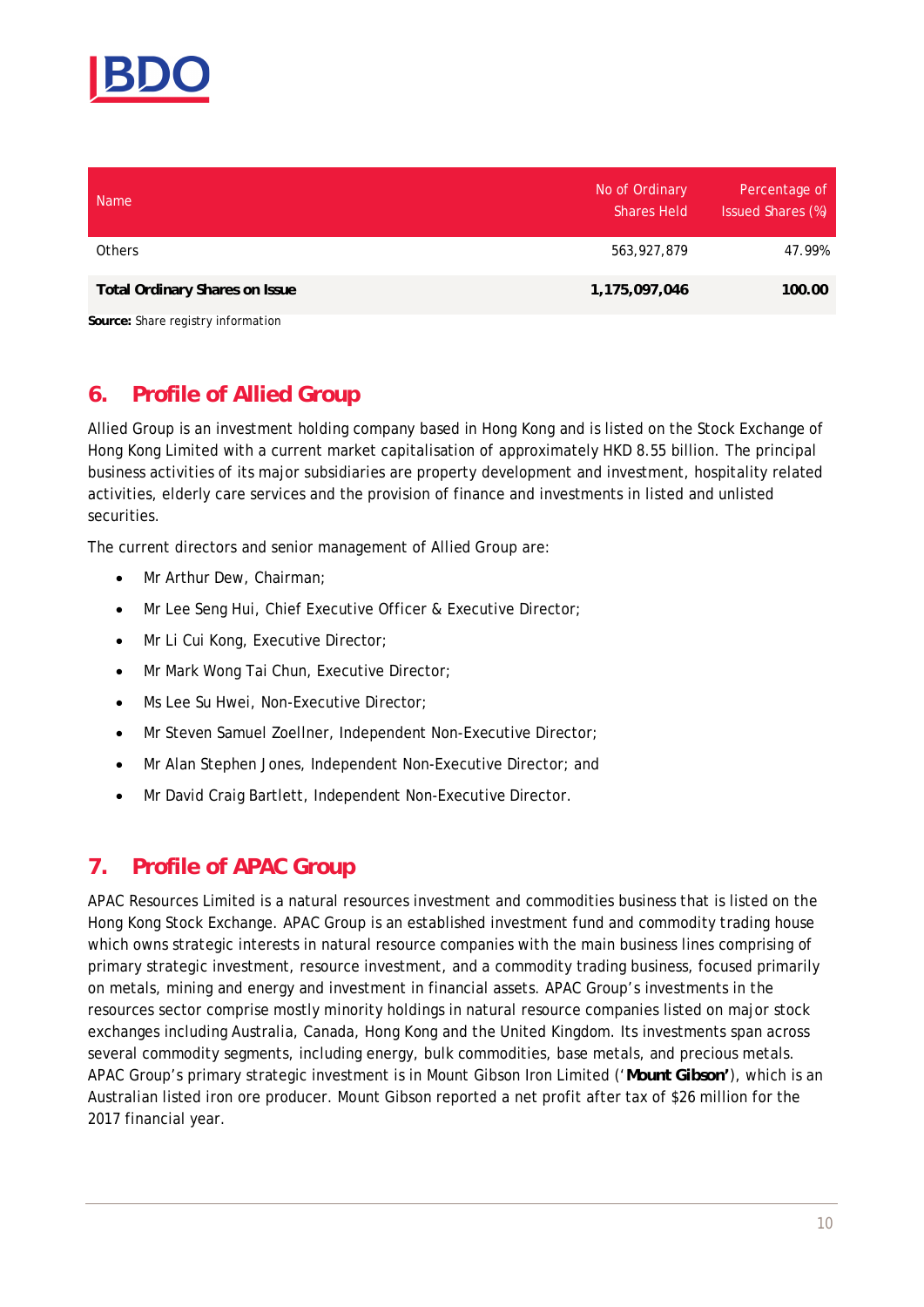| Name | No of Ordinary Shares Held | Percentage of Issued Shares (%) |
|---|---|---|
| Others | 563,927,879 | 47.99% |
| **Total Ordinary Shares on Issue** | **1,175,097,046** | **100.00** |

**Source:** Share registry information

## 6. Profile of Allied Group

Allied Group is an investment holding company based in Hong Kong and is listed on the Stock Exchange of Hong Kong Limited with a current market capitalisation of approximately HKD 8.55 billion. The principal business activities of its major subsidiaries are property development and investment, hospitality related activities, elderly care services and the provision of finance and investments in listed and unlisted securities.

The current directors and senior management of Allied Group are:

- Mr Arthur Dew, Chairman;
- Mr Lee Seng Hui, Chief Executive Officer & Executive Director;
- Mr Li Cui Kong, Executive Director;
- Mr Mark Wong Tai Chun, Executive Director;
- Ms Lee Su Hwei, Non-Executive Director;
- Mr Steven Samuel Zoellner, Independent Non-Executive Director;
- Mr Alan Stephen Jones, Independent Non-Executive Director; and
- Mr David Craig Bartlett, Independent Non-Executive Director.

## 7. Profile of APAC Group

APAC Resources Limited is a natural resources investment and commodities business that is listed on the Hong Kong Stock Exchange. APAC Group is an established investment fund and commodity trading house which owns strategic interests in natural resource companies with the main business lines comprising of primary strategic investment, resource investment, and a commodity trading business, focused primarily on metals, mining and energy and investment in financial assets. APAC Group's investments in the resources sector comprise mostly minority holdings in natural resource companies listed on major stock exchanges including Australia, Canada, Hong Kong and the United Kingdom. Its investments span across several commodity segments, including energy, bulk commodities, base metals, and precious metals. APAC Group's primary strategic investment is in Mount Gibson Iron Limited ('**Mount Gibson'**), which is an Australian listed iron ore producer. Mount Gibson reported a net profit after tax of $26 million for the 2017 financial year.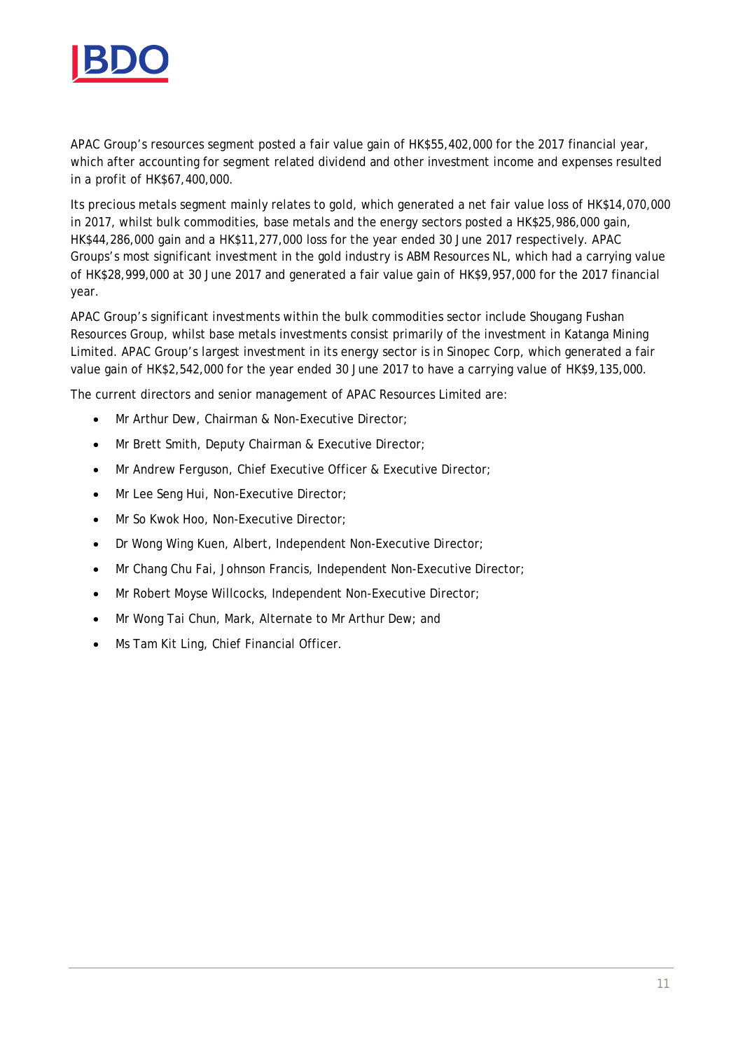APAC Group's resources segment posted a fair value gain of HK$55,402,000 for the 2017 financial year, which after accounting for segment related dividend and other investment income and expenses resulted in a profit of HK$67,400,000.

Its precious metals segment mainly relates to gold, which generated a net fair value loss of HK$14,070,000 in 2017, whilst bulk commodities, base metals and the energy sectors posted a HK$25,986,000 gain, HK$44,286,000 gain and a HK$11,277,000 loss for the year ended 30 June 2017 respectively. APAC Groups's most significant investment in the gold industry is ABM Resources NL, which had a carrying value of HK$28,999,000 at 30 June 2017 and generated a fair value gain of HK$9,957,000 for the 2017 financial year.

APAC Group's significant investments within the bulk commodities sector include Shougang Fushan Resources Group, whilst base metals investments consist primarily of the investment in Katanga Mining Limited. APAC Group's largest investment in its energy sector is in Sinopec Corp, which generated a fair value gain of HK$2,542,000 for the year ended 30 June 2017 to have a carrying value of HK$9,135,000.

The current directors and senior management of APAC Resources Limited are:

- Mr Arthur Dew, Chairman & Non-Executive Director;
- Mr Brett Smith, Deputy Chairman & Executive Director;
- Mr Andrew Ferguson, Chief Executive Officer & Executive Director;
- Mr Lee Seng Hui, Non-Executive Director;
- Mr So Kwok Hoo, Non-Executive Director;
- Dr Wong Wing Kuen, Albert, Independent Non-Executive Director;
- Mr Chang Chu Fai, Johnson Francis, Independent Non-Executive Director;
- Mr Robert Moyse Willcocks, Independent Non-Executive Director;
- Mr Wong Tai Chun, Mark, Alternate to Mr Arthur Dew; and
- Ms Tam Kit Ling, Chief Financial Officer.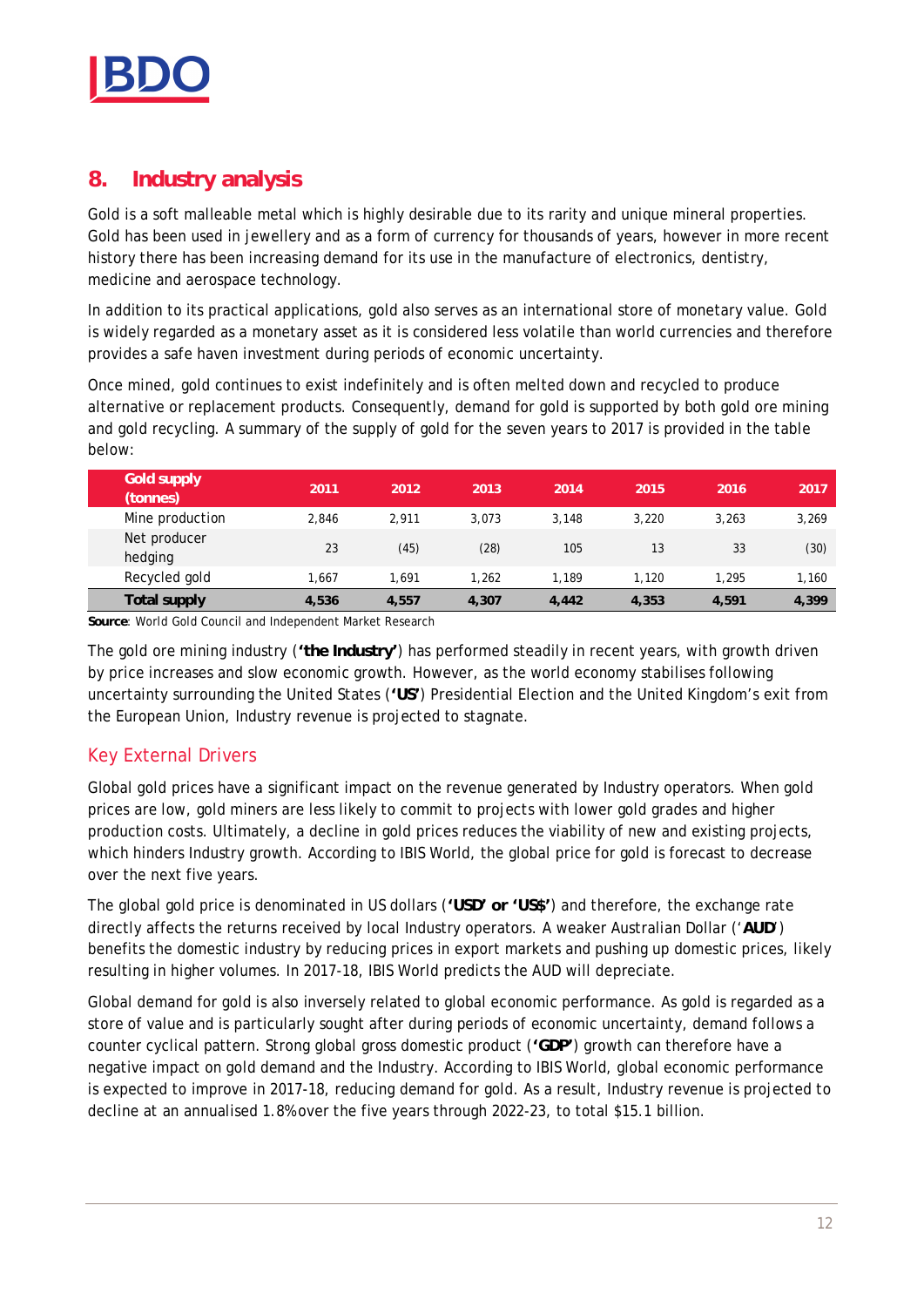## 8. Industry analysis

Gold is a soft malleable metal which is highly desirable due to its rarity and unique mineral properties. Gold has been used in jewellery and as a form of currency for thousands of years, however in more recent history there has been increasing demand for its use in the manufacture of electronics, dentistry, medicine and aerospace technology.

In addition to its practical applications, gold also serves as an international store of monetary value. Gold is widely regarded as a monetary asset as it is considered less volatile than world currencies and therefore provides a safe haven investment during periods of economic uncertainty.

Once mined, gold continues to exist indefinitely and is often melted down and recycled to produce alternative or replacement products. Consequently, demand for gold is supported by both gold ore mining and gold recycling. A summary of the supply of gold for the seven years to 2017 is provided in the table below:

| Gold supply (tonnes) | 2011 | 2012 | 2013 | 2014 | 2015 | 2016 | 2017 |
|---|---|---|---|---|---|---|---|
| Mine production | 2,846 | 2,911 | 3,073 | 3,148 | 3,220 | 3,263 | 3,269 |
| Net producer hedging | 23 | (45) | (28) | 105 | 13 | 33 | (30) |
| Recycled gold | 1,667 | 1,691 | 1,262 | 1,189 | 1,120 | 1,295 | 1,160 |
| **Total supply** | **4,536** | **4,557** | **4,307** | **4,442** | **4,353** | **4,591** | **4,399** |

**Source**: World Gold Council and Independent Market Research

The gold ore mining industry (**'the Industry'**) has performed steadily in recent years, with growth driven by price increases and slow economic growth. However, as the world economy stabilises following uncertainty surrounding the United States (**'US'**) Presidential Election and the United Kingdom's exit from the European Union, Industry revenue is projected to stagnate.

### Key External Drivers

Global gold prices have a significant impact on the revenue generated by Industry operators. When gold prices are low, gold miners are less likely to commit to projects with lower gold grades and higher production costs. Ultimately, a decline in gold prices reduces the viability of new and existing projects, which hinders Industry growth. According to IBIS World, the global price for gold is forecast to decrease over the next five years.

The global gold price is denominated in US dollars (**'USD' or 'US$'**) and therefore, the exchange rate directly affects the returns received by local Industry operators. A weaker Australian Dollar ('**AUD**') benefits the domestic industry by reducing prices in export markets and pushing up domestic prices, likely resulting in higher volumes. In 2017-18, IBIS World predicts the AUD will depreciate.

Global demand for gold is also inversely related to global economic performance. As gold is regarded as a store of value and is particularly sought after during periods of economic uncertainty, demand follows a counter cyclical pattern. Strong global gross domestic product (**'GDP'**) growth can therefore have a negative impact on gold demand and the Industry. According to IBIS World, global economic performance is expected to improve in 2017-18, reducing demand for gold. As a result, Industry revenue is projected to decline at an annualised 1.8% over the five years through 2022-23, to total $15.1 billion.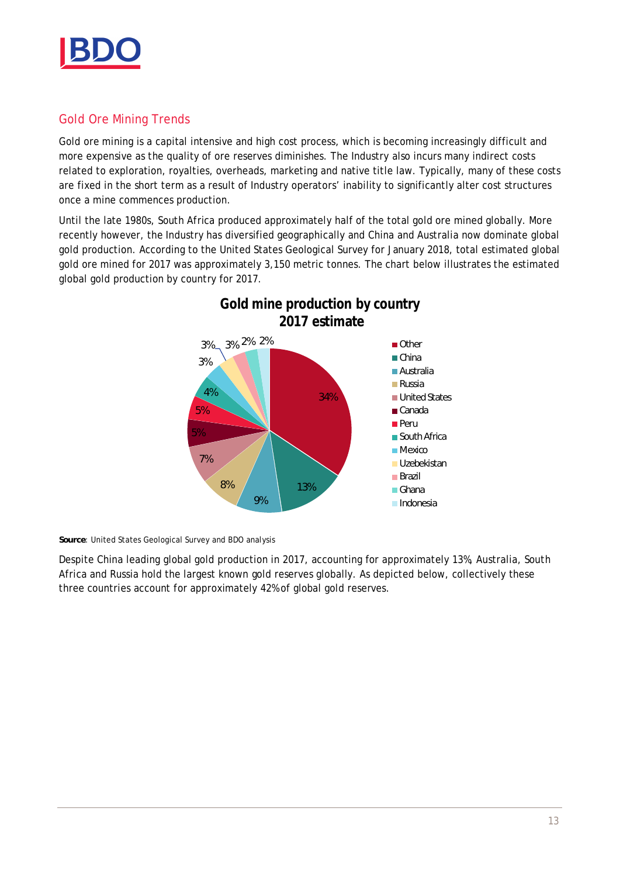## Gold Ore Mining Trends

Gold ore mining is a capital intensive and high cost process, which is becoming increasingly difficult and more expensive as the quality of ore reserves diminishes. The Industry also incurs many indirect costs related to exploration, royalties, overheads, marketing and native title law. Typically, many of these costs are fixed in the short term as a result of Industry operators' inability to significantly alter cost structures once a mine commences production.

Until the late 1980s, South Africa produced approximately half of the total gold ore mined globally. More recently however, the Industry has diversified geographically and China and Australia now dominate global gold production. According to the United States Geological Survey for January 2018, total estimated global gold ore mined for 2017 was approximately 3,150 metric tonnes. The chart below illustrates the estimated global gold production by country for 2017.

**Gold mine production by country 2017 estimate**

| Country | Share |
|---|---|
| Other | 34% |
| China | 13% |
| Australia | 9% |
| Russia | 8% |
| United States | 7% |
| Canada | 5% |
| Peru | 5% |
| South Africa | 4% |
| Mexico | 3% |
| Uzbekistan | 3% |
| Brazil | 3% |
| Ghana | 2% |
| Indonesia | 2% |

**Source**: United States Geological Survey and BDO analysis

Despite China leading global gold production in 2017, accounting for approximately 13%, Australia, South Africa and Russia hold the largest known gold reserves globally. As depicted below, collectively these three countries account for approximately 42% of global gold reserves.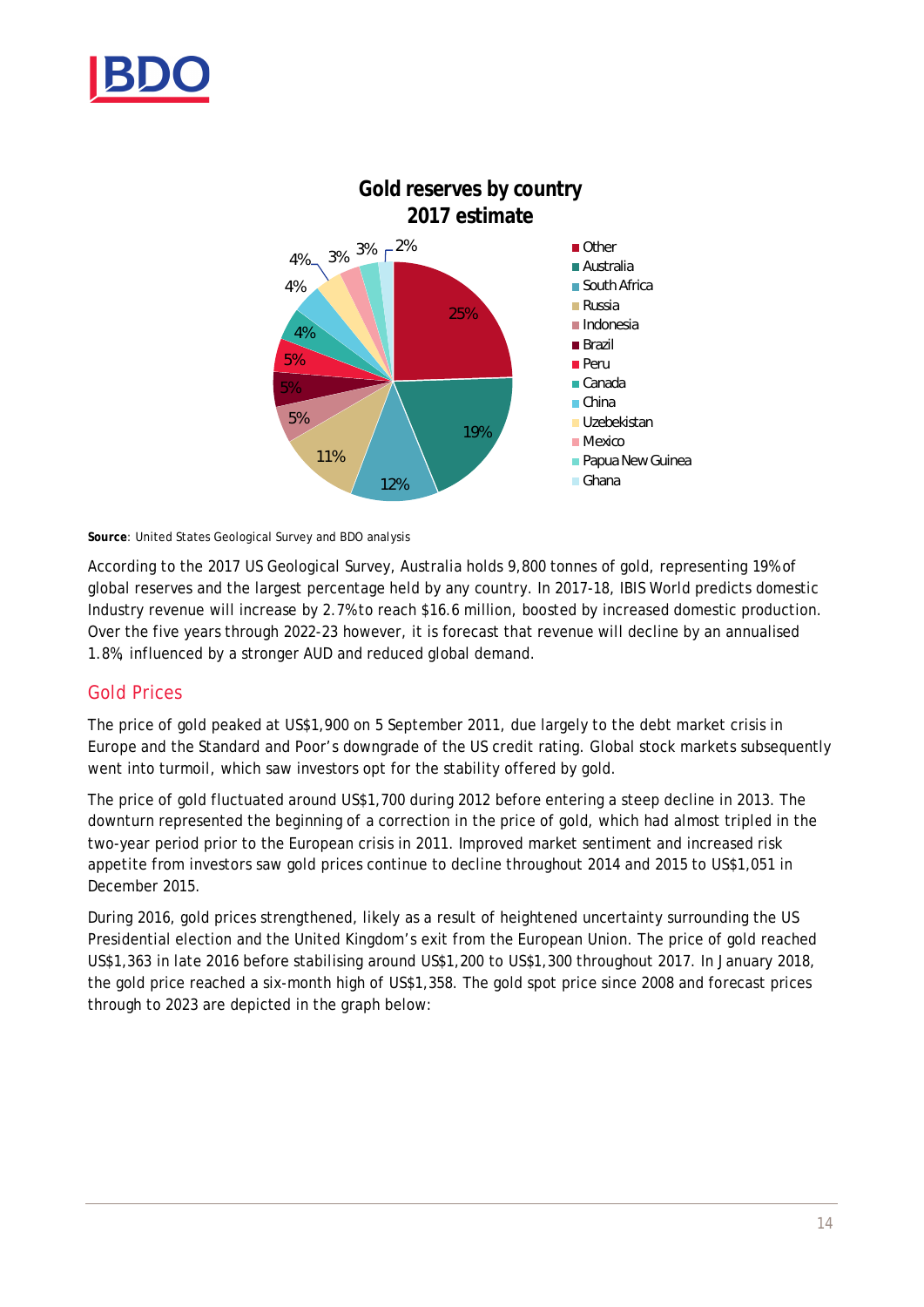**Gold reserves by country**
**2017 estimate**

| Country | Share |
|---|---|
| Other | 25% |
| Australia | 19% |
| South Africa | 12% |
| Russia | 11% |
| Indonesia | 5% |
| Brazil | 5% |
| Peru | 5% |
| Canada | 4% |
| China | 4% |
| Uzbekistan | 4% |
| Mexico | 3% |
| Papua New Guinea | 3% |
| Ghana | 2% |

**Source**: United States Geological Survey and BDO analysis

According to the 2017 US Geological Survey, Australia holds 9,800 tonnes of gold, representing 19% of global reserves and the largest percentage held by any country. In 2017-18, IBIS World predicts domestic Industry revenue will increase by 2.7% to reach $16.6 million, boosted by increased domestic production. Over the five years through 2022-23 however, it is forecast that revenue will decline by an annualised 1.8%, influenced by a stronger AUD and reduced global demand.

## Gold Prices

The price of gold peaked at US$1,900 on 5 September 2011, due largely to the debt market crisis in Europe and the Standard and Poor's downgrade of the US credit rating. Global stock markets subsequently went into turmoil, which saw investors opt for the stability offered by gold.

The price of gold fluctuated around US$1,700 during 2012 before entering a steep decline in 2013. The downturn represented the beginning of a correction in the price of gold, which had almost tripled in the two-year period prior to the European crisis in 2011. Improved market sentiment and increased risk appetite from investors saw gold prices continue to decline throughout 2014 and 2015 to US$1,051 in December 2015.

During 2016, gold prices strengthened, likely as a result of heightened uncertainty surrounding the US Presidential election and the United Kingdom's exit from the European Union. The price of gold reached US$1,363 in late 2016 before stabilising around US$1,200 to US$1,300 throughout 2017. In January 2018, the gold price reached a six-month high of US$1,358. The gold spot price since 2008 and forecast prices through to 2023 are depicted in the graph below: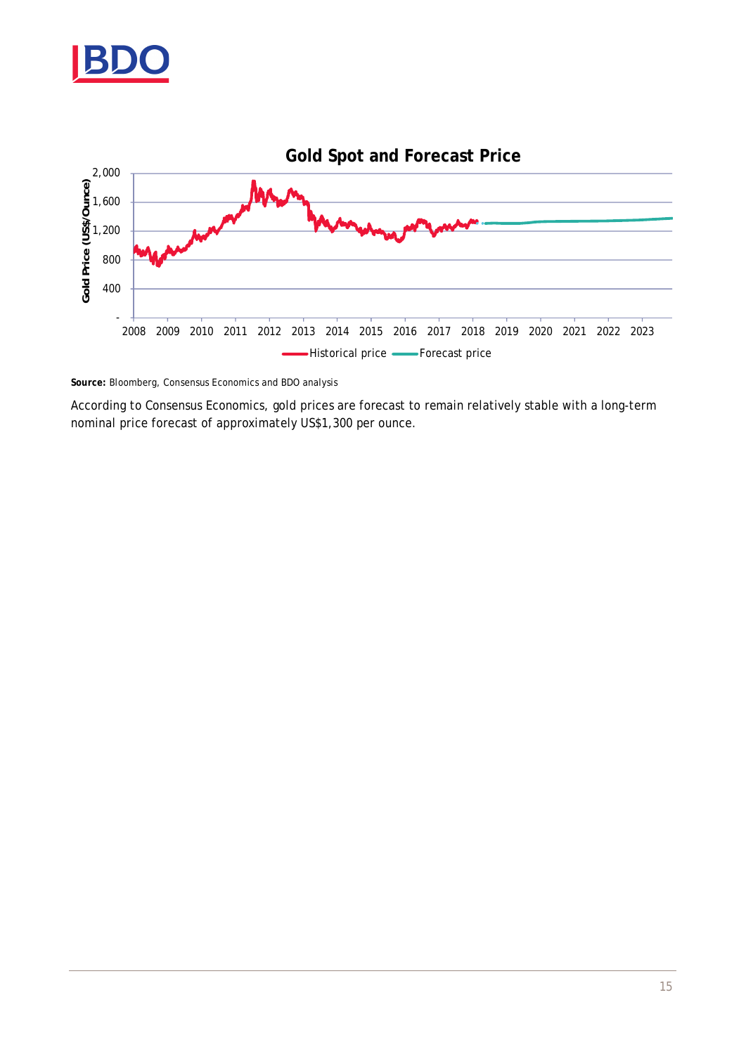**Gold Spot and Forecast Price**

**Source:** Bloomberg, Consensus Economics and BDO analysis

According to Consensus Economics, gold prices are forecast to remain relatively stable with a long-term nominal price forecast of approximately US$1,300 per ounce.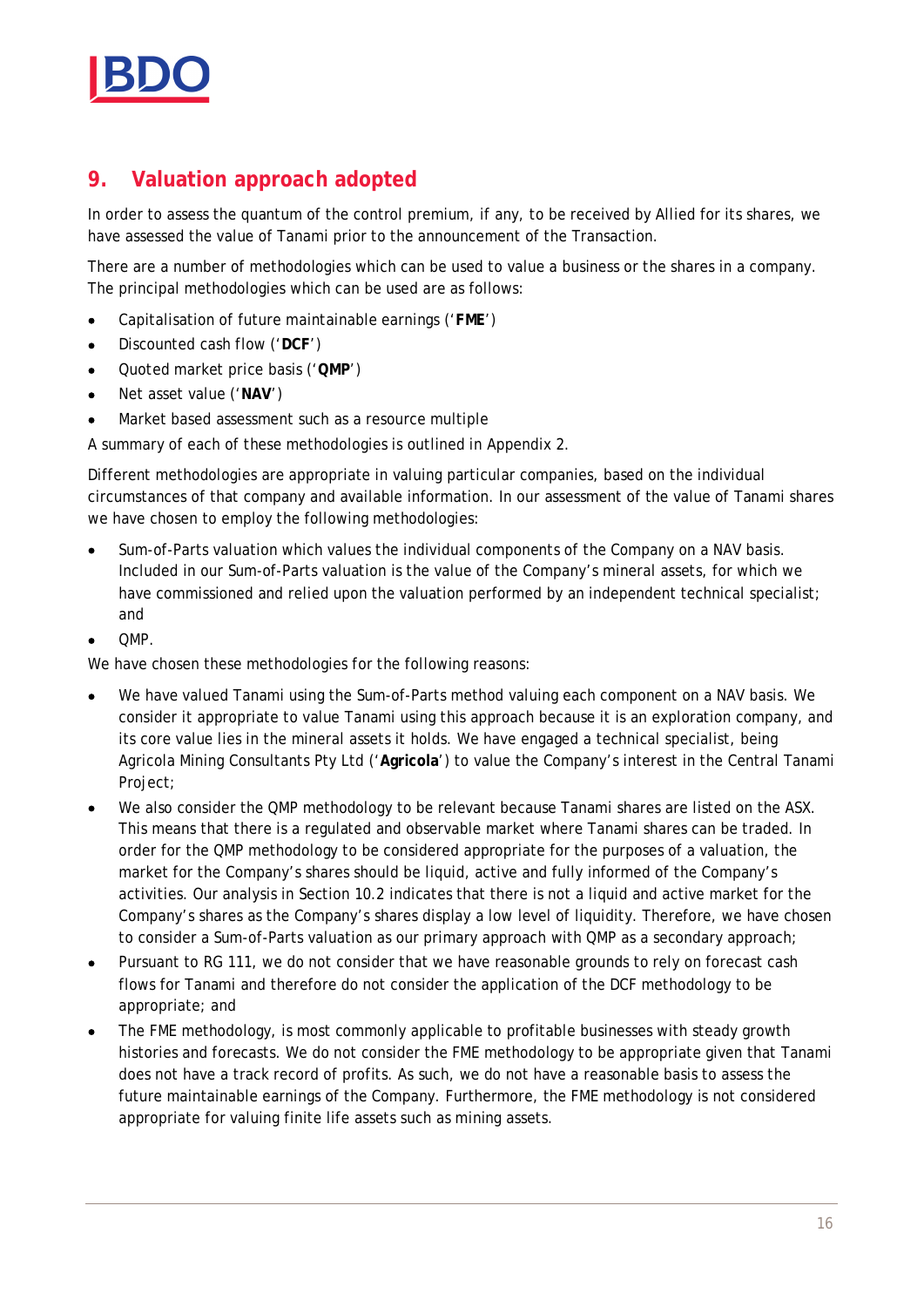## 9. Valuation approach adopted

In order to assess the quantum of the control premium, if any, to be received by Allied for its shares, we have assessed the value of Tanami prior to the announcement of the Transaction.

There are a number of methodologies which can be used to value a business or the shares in a company. The principal methodologies which can be used are as follows:

- Capitalisation of future maintainable earnings ('**FME**')
- Discounted cash flow ('**DCF**')
- Quoted market price basis ('**QMP**')
- Net asset value ('**NAV**')
- Market based assessment such as a resource multiple

A summary of each of these methodologies is outlined in Appendix 2.

Different methodologies are appropriate in valuing particular companies, based on the individual circumstances of that company and available information. In our assessment of the value of Tanami shares we have chosen to employ the following methodologies:

- Sum-of-Parts valuation which values the individual components of the Company on a NAV basis. Included in our Sum-of-Parts valuation is the value of the Company's mineral assets, for which we have commissioned and relied upon the valuation performed by an independent technical specialist; and
- QMP.

We have chosen these methodologies for the following reasons:

- We have valued Tanami using the Sum-of-Parts method valuing each component on a NAV basis. We consider it appropriate to value Tanami using this approach because it is an exploration company, and its core value lies in the mineral assets it holds. We have engaged a technical specialist, being Agricola Mining Consultants Pty Ltd ('**Agricola**') to value the Company's interest in the Central Tanami Project;
- We also consider the QMP methodology to be relevant because Tanami shares are listed on the ASX. This means that there is a regulated and observable market where Tanami shares can be traded. In order for the QMP methodology to be considered appropriate for the purposes of a valuation, the market for the Company's shares should be liquid, active and fully informed of the Company's activities. Our analysis in Section 10.2 indicates that there is not a liquid and active market for the Company's shares as the Company's shares display a low level of liquidity. Therefore, we have chosen to consider a Sum-of-Parts valuation as our primary approach with QMP as a secondary approach;
- Pursuant to RG 111, we do not consider that we have reasonable grounds to rely on forecast cash flows for Tanami and therefore do not consider the application of the DCF methodology to be appropriate; and
- The FME methodology, is most commonly applicable to profitable businesses with steady growth histories and forecasts. We do not consider the FME methodology to be appropriate given that Tanami does not have a track record of profits. As such, we do not have a reasonable basis to assess the future maintainable earnings of the Company. Furthermore, the FME methodology is not considered appropriate for valuing finite life assets such as mining assets.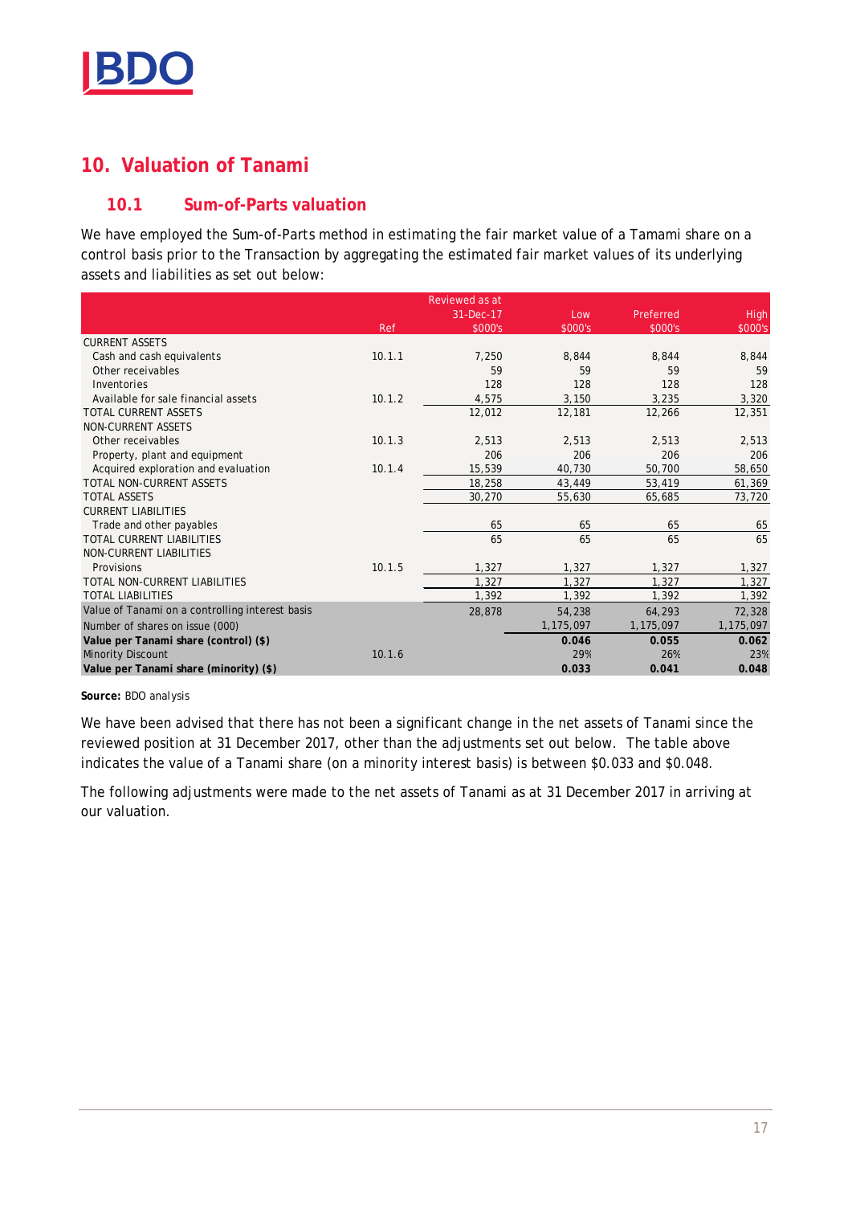## 10. Valuation of Tanami

### 10.1 Sum-of-Parts valuation

We have employed the Sum-of-Parts method in estimating the fair market value of a Tamami share on a control basis prior to the Transaction by aggregating the estimated fair market values of its underlying assets and liabilities as set out below:

| | Ref | Reviewed as at 31-Dec-17 $000's | Low $000's | Preferred $000's | High $000's |
|---|---|---|---|---|---|
| CURRENT ASSETS | | | | | |
| Cash and cash equivalents | 10.1.1 | 7,250 | 8,844 | 8,844 | 8,844 |
| Other receivables | | 59 | 59 | 59 | 59 |
| Inventories | | 128 | 128 | 128 | 128 |
| Available for sale financial assets | 10.1.2 | 4,575 | 3,150 | 3,235 | 3,320 |
| TOTAL CURRENT ASSETS | | 12,012 | 12,181 | 12,266 | 12,351 |
| NON-CURRENT ASSETS | | | | | |
| Other receivables | 10.1.3 | 2,513 | 2,513 | 2,513 | 2,513 |
| Property, plant and equipment | | 206 | 206 | 206 | 206 |
| Acquired exploration and evaluation | 10.1.4 | 15,539 | 40,730 | 50,700 | 58,650 |
| TOTAL NON-CURRENT ASSETS | | 18,258 | 43,449 | 53,419 | 61,369 |
| TOTAL ASSETS | | 30,270 | 55,630 | 65,685 | 73,720 |
| CURRENT LIABILITIES | | | | | |
| Trade and other payables | | 65 | 65 | 65 | 65 |
| TOTAL CURRENT LIABILITIES | | 65 | 65 | 65 | 65 |
| NON-CURRENT LIABILITIES | | | | | |
| Provisions | 10.1.5 | 1,327 | 1,327 | 1,327 | 1,327 |
| TOTAL NON-CURRENT LIABILITIES | | 1,327 | 1,327 | 1,327 | 1,327 |
| TOTAL LIABILITIES | | 1,392 | 1,392 | 1,392 | 1,392 |
| Value of Tanami on a controlling interest basis | | 28,878 | 54,238 | 64,293 | 72,328 |
| Number of shares on issue (000) | | | 1,175,097 | 1,175,097 | 1,175,097 |
| **Value per Tanami share (control) ($)** | | | **0.046** | **0.055** | **0.062** |
| Minority Discount | 10.1.6 | | 29% | 26% | 23% |
| **Value per Tanami share (minority) ($)** | | | **0.033** | **0.041** | **0.048** |

**Source:** BDO analysis

We have been advised that there has not been a significant change in the net assets of Tanami since the reviewed position at 31 December 2017, other than the adjustments set out below. The table above indicates the value of a Tanami share (on a minority interest basis) is between $0.033 and $0.048.

The following adjustments were made to the net assets of Tanami as at 31 December 2017 in arriving at our valuation.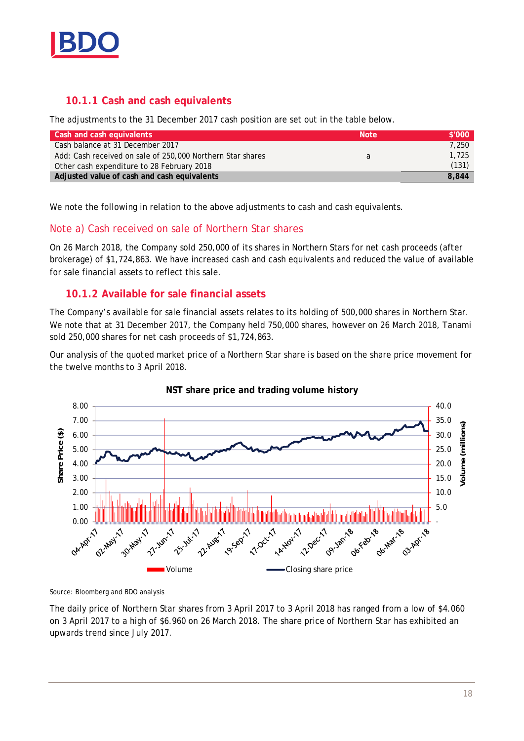## 10.1.1 Cash and cash equivalents

The adjustments to the 31 December 2017 cash position are set out in the table below.

| Cash and cash equivalents | Note | $'000 |
|---|---|---|
| Cash balance at 31 December 2017 | | 7,250 |
| Add: Cash received on sale of 250,000 Northern Star shares | a | 1,725 |
| Other cash expenditure to 28 February 2018 | | (131) |
| **Adjusted value of cash and cash equivalents** | | **8,844** |

We note the following in relation to the above adjustments to cash and cash equivalents.

### Note a) Cash received on sale of Northern Star shares

On 26 March 2018, the Company sold 250,000 of its shares in Northern Stars for net cash proceeds (after brokerage) of $1,724,863. We have increased cash and cash equivalents and reduced the value of available for sale financial assets to reflect this sale.

## 10.1.2 Available for sale financial assets

The Company's available for sale financial assets relates to its holding of 500,000 shares in Northern Star. We note that at 31 December 2017, the Company held 750,000 shares, however on 26 March 2018, Tanami sold 250,000 shares for net cash proceeds of $1,724,863.

Our analysis of the quoted market price of a Northern Star share is based on the share price movement for the twelve months to 3 April 2018.

**NST share price and trading volume history**

Source: Bloomberg and BDO analysis

The daily price of Northern Star shares from 3 April 2017 to 3 April 2018 has ranged from a low of $4.060 on 3 April 2017 to a high of $6.960 on 26 March 2018. The share price of Northern Star has exhibited an upwards trend since July 2017.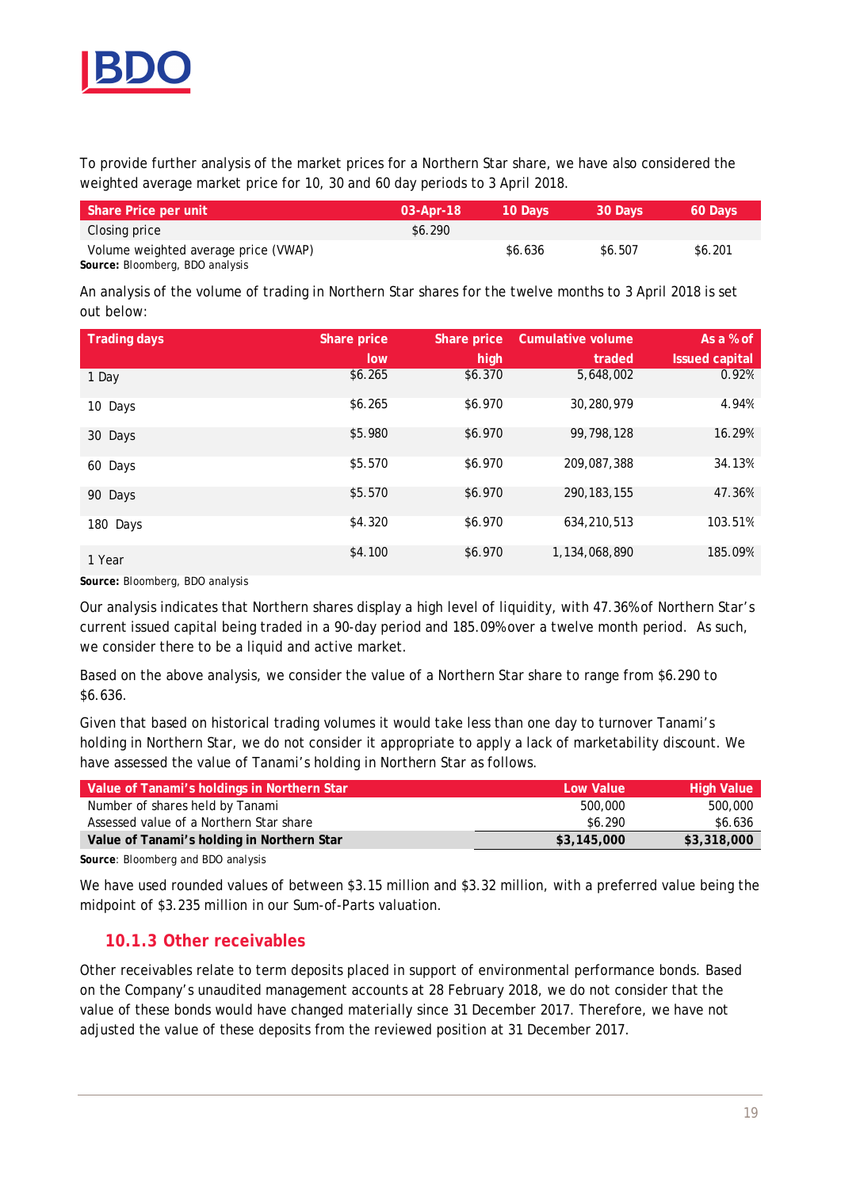To provide further analysis of the market prices for a Northern Star share, we have also considered the weighted average market price for 10, 30 and 60 day periods to 3 April 2018.

| Share Price per unit | 03-Apr-18 | 10 Days | 30 Days | 60 Days |
|---|---|---|---|---|
| Closing price | $6.290 | | | |
| Volume weighted average price (VWAP) | | $6.636 | $6.507 | $6.201 |

**Source:** Bloomberg, BDO analysis

An analysis of the volume of trading in Northern Star shares for the twelve months to 3 April 2018 is set out below:

| Trading days | Share price low | Share price high | Cumulative volume traded | As a % of Issued capital |
|---|---|---|---|---|
| 1 Day | $6.265 | $6.370 | 5,648,002 | 0.92% |
| 10 Days | $6.265 | $6.970 | 30,280,979 | 4.94% |
| 30 Days | $5.980 | $6.970 | 99,798,128 | 16.29% |
| 60 Days | $5.570 | $6.970 | 209,087,388 | 34.13% |
| 90 Days | $5.570 | $6.970 | 290,183,155 | 47.36% |
| 180 Days | $4.320 | $6.970 | 634,210,513 | 103.51% |
| 1 Year | $4.100 | $6.970 | 1,134,068,890 | 185.09% |

**Source:** Bloomberg, BDO analysis

Our analysis indicates that Northern shares display a high level of liquidity, with 47.36% of Northern Star's current issued capital being traded in a 90-day period and 185.09% over a twelve month period. As such, we consider there to be a liquid and active market.

Based on the above analysis, we consider the value of a Northern Star share to range from $6.290 to $6.636.

Given that based on historical trading volumes it would take less than one day to turnover Tanami's holding in Northern Star, we do not consider it appropriate to apply a lack of marketability discount. We have assessed the value of Tanami's holding in Northern Star as follows.

| Value of Tanami's holdings in Northern Star | Low Value | High Value |
|---|---|---|
| Number of shares held by Tanami | 500,000 | 500,000 |
| Assessed value of a Northern Star share | $6.290 | $6.636 |
| **Value of Tanami's holding in Northern Star** | **$3,145,000** | **$3,318,000** |

**Source**: Bloomberg and BDO analysis

We have used rounded values of between $3.15 million and $3.32 million, with a preferred value being the midpoint of $3.235 million in our Sum-of-Parts valuation.

### 10.1.3 Other receivables

Other receivables relate to term deposits placed in support of environmental performance bonds. Based on the Company's unaudited management accounts at 28 February 2018, we do not consider that the value of these bonds would have changed materially since 31 December 2017. Therefore, we have not adjusted the value of these deposits from the reviewed position at 31 December 2017.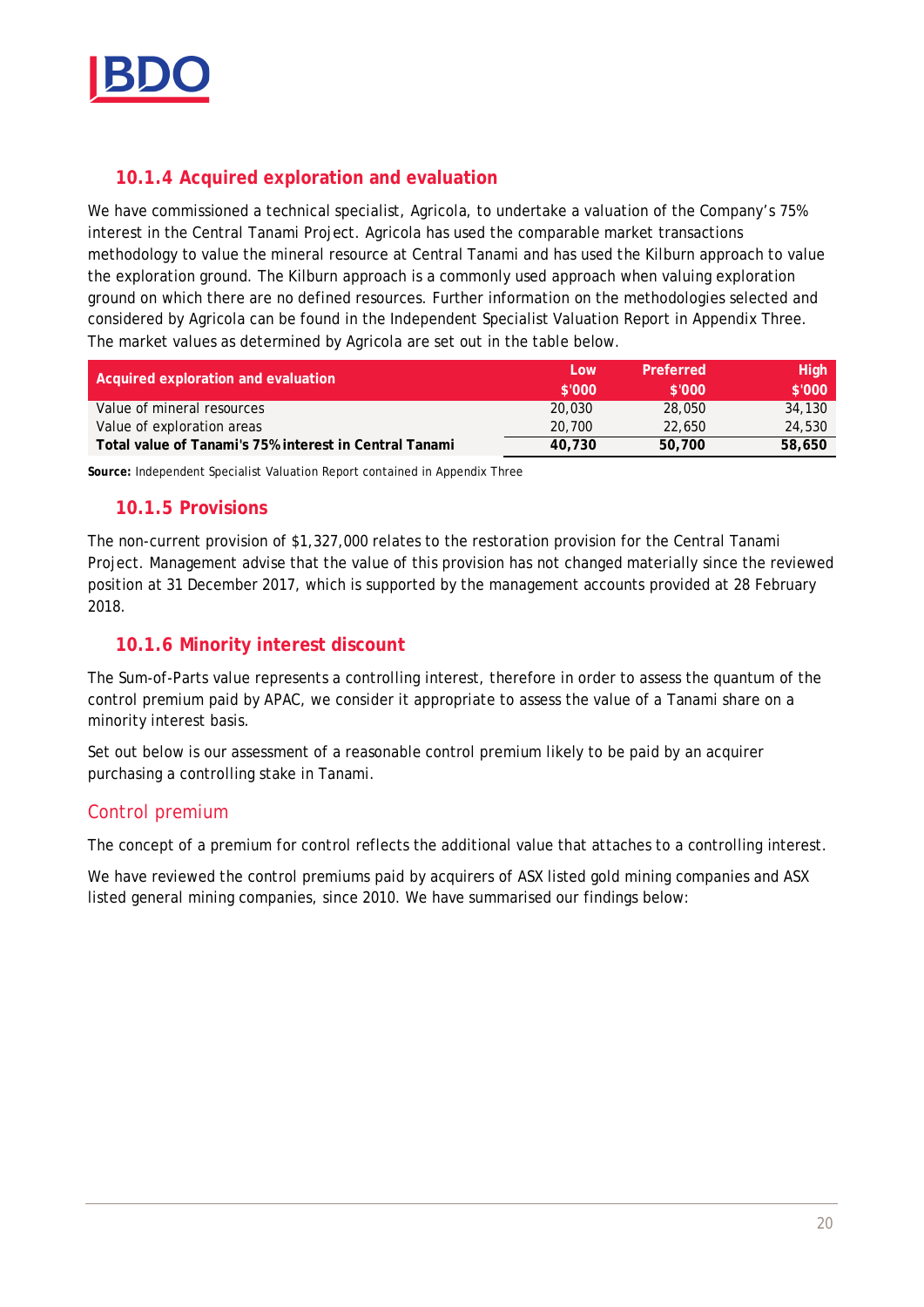### 10.1.4 Acquired exploration and evaluation

We have commissioned a technical specialist, Agricola, to undertake a valuation of the Company's 75% interest in the Central Tanami Project. Agricola has used the comparable market transactions methodology to value the mineral resource at Central Tanami and has used the Kilburn approach to value the exploration ground. The Kilburn approach is a commonly used approach when valuing exploration ground on which there are no defined resources. Further information on the methodologies selected and considered by Agricola can be found in the Independent Specialist Valuation Report in Appendix Three. The market values as determined by Agricola are set out in the table below.

| Acquired exploration and evaluation | Low<br>$'000 | Preferred<br>$'000 | High<br>$'000 |
|---|---|---|---|
| Value of mineral resources | 20,030 | 28,050 | 34,130 |
| Value of exploration areas | 20,700 | 22,650 | 24,530 |
| **Total value of Tanami's 75% interest in Central Tanami** | **40,730** | **50,700** | **58,650** |

**Source:** Independent Specialist Valuation Report contained in Appendix Three

### 10.1.5 Provisions

The non-current provision of $1,327,000 relates to the restoration provision for the Central Tanami Project. Management advise that the value of this provision has not changed materially since the reviewed position at 31 December 2017, which is supported by the management accounts provided at 28 February 2018.

### 10.1.6 Minority interest discount

The Sum-of-Parts value represents a controlling interest, therefore in order to assess the quantum of the control premium paid by APAC, we consider it appropriate to assess the value of a Tanami share on a minority interest basis.

Set out below is our assessment of a reasonable control premium likely to be paid by an acquirer purchasing a controlling stake in Tanami.

#### Control premium

The concept of a premium for control reflects the additional value that attaches to a controlling interest.

We have reviewed the control premiums paid by acquirers of ASX listed gold mining companies and ASX listed general mining companies, since 2010. We have summarised our findings below: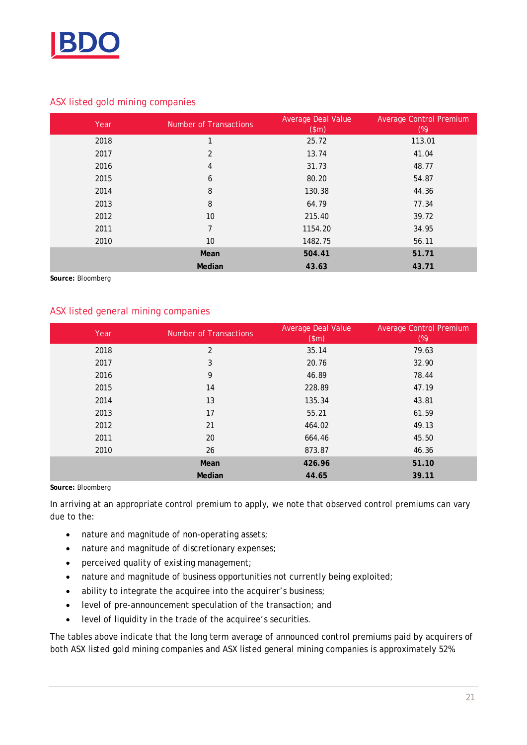## ASX listed gold mining companies

| Year | Number of Transactions | Average Deal Value ($m) | Average Control Premium (%) |
|---|---|---|---|
| 2018 | 1 | 25.72 | 113.01 |
| 2017 | 2 | 13.74 | 41.04 |
| 2016 | 4 | 31.73 | 48.77 |
| 2015 | 6 | 80.20 | 54.87 |
| 2014 | 8 | 130.38 | 44.36 |
| 2013 | 8 | 64.79 | 77.34 |
| 2012 | 10 | 215.40 | 39.72 |
| 2011 | 7 | 1154.20 | 34.95 |
| 2010 | 10 | 1482.75 | 56.11 |
| | **Mean** | **504.41** | **51.71** |
| | **Median** | **43.63** | **43.71** |

**Source:** Bloomberg

## ASX listed general mining companies

| Year | Number of Transactions | Average Deal Value ($m) | Average Control Premium (%) |
|---|---|---|---|
| 2018 | 2 | 35.14 | 79.63 |
| 2017 | 3 | 20.76 | 32.90 |
| 2016 | 9 | 46.89 | 78.44 |
| 2015 | 14 | 228.89 | 47.19 |
| 2014 | 13 | 135.34 | 43.81 |
| 2013 | 17 | 55.21 | 61.59 |
| 2012 | 21 | 464.02 | 49.13 |
| 2011 | 20 | 664.46 | 45.50 |
| 2010 | 26 | 873.87 | 46.36 |
| | **Mean** | **426.96** | **51.10** |
| | **Median** | **44.65** | **39.11** |

**Source:** Bloomberg

In arriving at an appropriate control premium to apply, we note that observed control premiums can vary due to the:

- nature and magnitude of non-operating assets;
- nature and magnitude of discretionary expenses;
- perceived quality of existing management;
- nature and magnitude of business opportunities not currently being exploited;
- ability to integrate the acquiree into the acquirer's business;
- level of pre-announcement speculation of the transaction; and
- level of liquidity in the trade of the acquiree's securities.

The tables above indicate that the long term average of announced control premiums paid by acquirers of both ASX listed gold mining companies and ASX listed general mining companies is approximately 52%.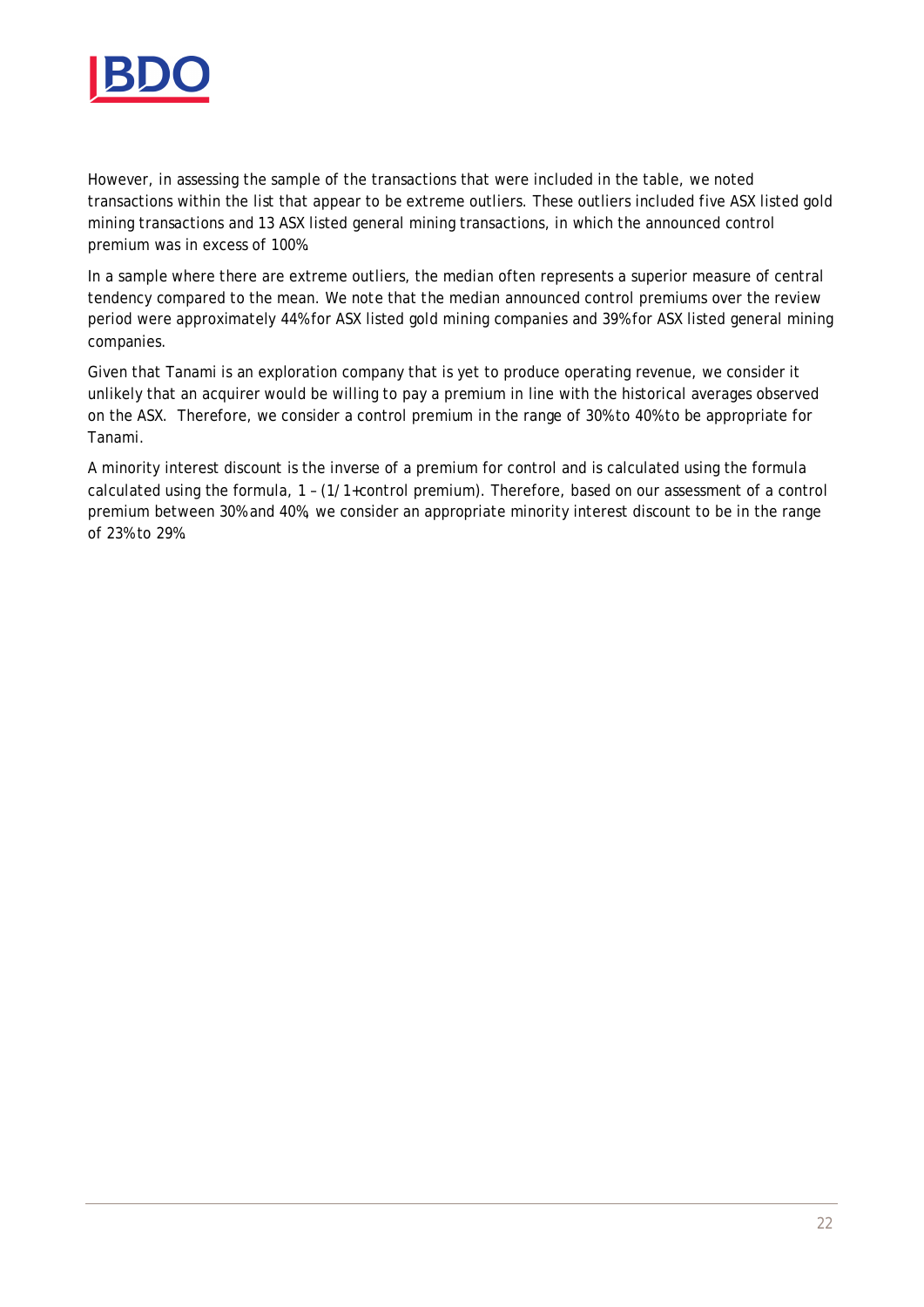However, in assessing the sample of the transactions that were included in the table, we noted transactions within the list that appear to be extreme outliers. These outliers included five ASX listed gold mining transactions and 13 ASX listed general mining transactions, in which the announced control premium was in excess of 100%.

In a sample where there are extreme outliers, the median often represents a superior measure of central tendency compared to the mean. We note that the median announced control premiums over the review period were approximately 44% for ASX listed gold mining companies and 39% for ASX listed general mining companies.

Given that Tanami is an exploration company that is yet to produce operating revenue, we consider it unlikely that an acquirer would be willing to pay a premium in line with the historical averages observed on the ASX. Therefore, we consider a control premium in the range of 30% to 40% to be appropriate for Tanami.

A minority interest discount is the inverse of a premium for control and is calculated using the formula calculated using the formula, 1 – (1/1+control premium). Therefore, based on our assessment of a control premium between 30% and 40%, we consider an appropriate minority interest discount to be in the range of 23% to 29%.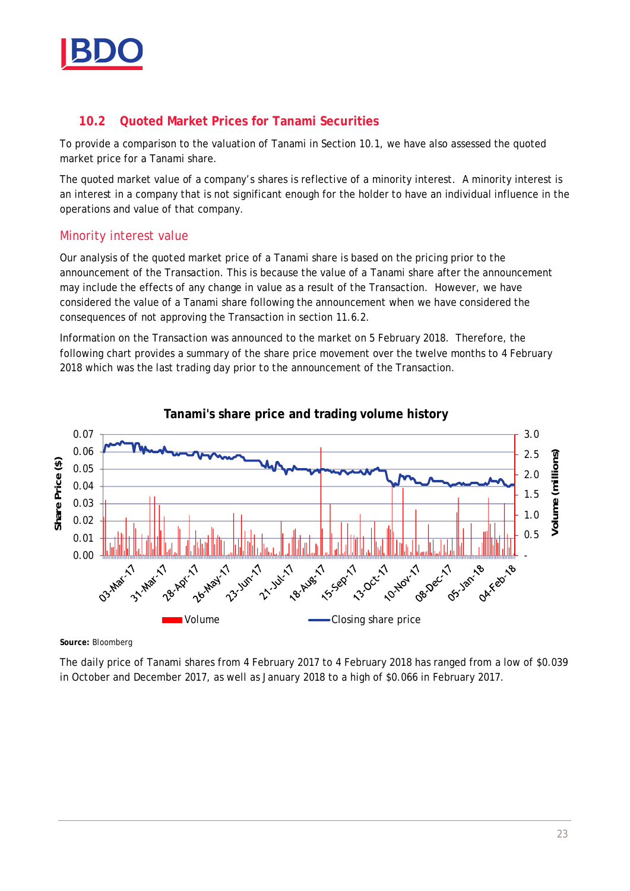## 10.2 Quoted Market Prices for Tanami Securities

To provide a comparison to the valuation of Tanami in Section 10.1, we have also assessed the quoted market price for a Tanami share.

The quoted market value of a company's shares is reflective of a minority interest. A minority interest is an interest in a company that is not significant enough for the holder to have an individual influence in the operations and value of that company.

### Minority interest value

Our analysis of the quoted market price of a Tanami share is based on the pricing prior to the announcement of the Transaction. This is because the value of a Tanami share after the announcement may include the effects of any change in value as a result of the Transaction. However, we have considered the value of a Tanami share following the announcement when we have considered the consequences of not approving the Transaction in section 11.6.2.

Information on the Transaction was announced to the market on 5 February 2018. Therefore, the following chart provides a summary of the share price movement over the twelve months to 4 February 2018 which was the last trading day prior to the announcement of the Transaction.

**Tanami's share price and trading volume history**

**Source:** Bloomberg

The daily price of Tanami shares from 4 February 2017 to 4 February 2018 has ranged from a low of $0.039 in October and December 2017, as well as January 2018 to a high of $0.066 in February 2017.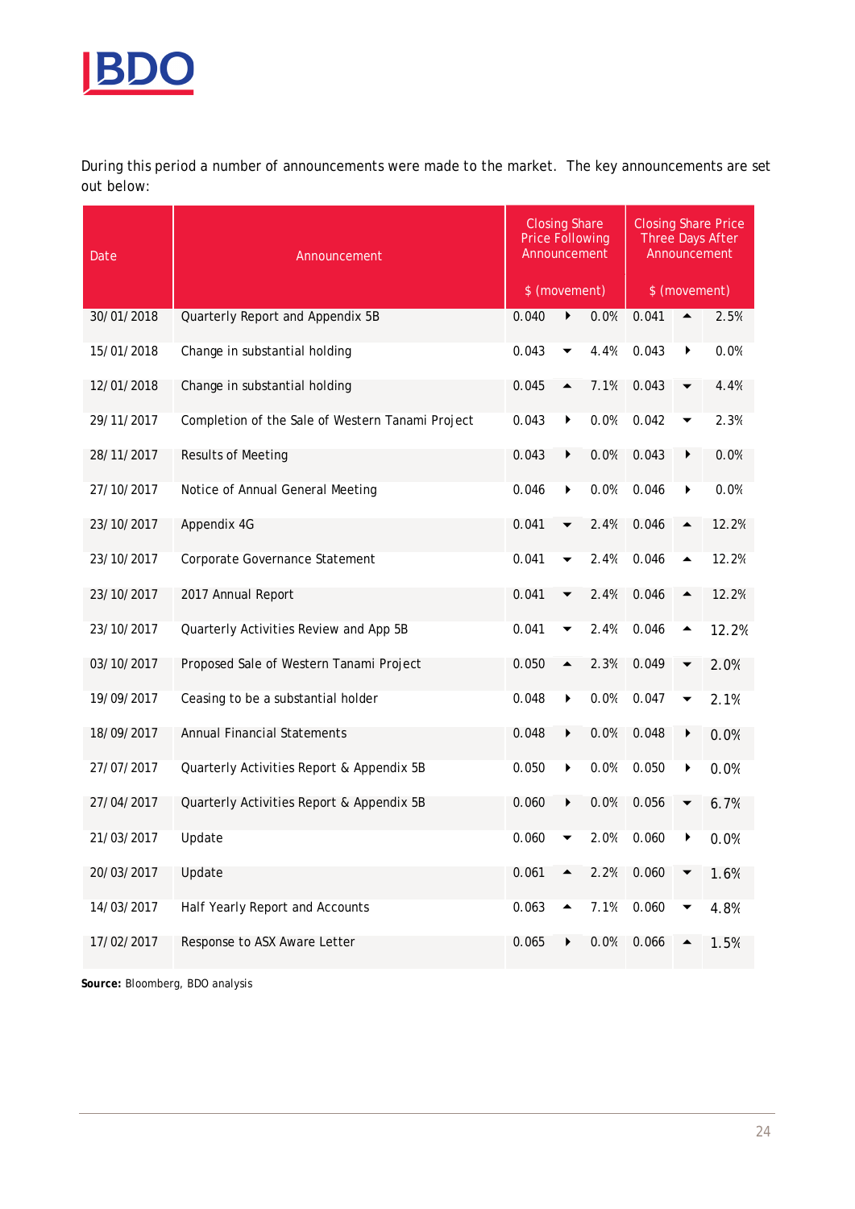During this period a number of announcements were made to the market. The key announcements are set out below:

| Date | Announcement | Closing Share Price Following Announcement | | | Closing Share Price Three Days After Announcement | | |
|---|---|---|---|---|---|---|---|
| | | $ (movement) | | | $ (movement) | | |
| 30/01/2018 | Quarterly Report and Appendix 5B | 0.040 | ► | 0.0% | 0.041 | ▲ | 2.5% |
| 15/01/2018 | Change in substantial holding | 0.043 | ▼ | 4.4% | 0.043 | ► | 0.0% |
| 12/01/2018 | Change in substantial holding | 0.045 | ▲ | 7.1% | 0.043 | ▼ | 4.4% |
| 29/11/2017 | Completion of the Sale of Western Tanami Project | 0.043 | ► | 0.0% | 0.042 | ▼ | 2.3% |
| 28/11/2017 | Results of Meeting | 0.043 | ► | 0.0% | 0.043 | ► | 0.0% |
| 27/10/2017 | Notice of Annual General Meeting | 0.046 | ► | 0.0% | 0.046 | ► | 0.0% |
| 23/10/2017 | Appendix 4G | 0.041 | ▼ | 2.4% | 0.046 | ▲ | 12.2% |
| 23/10/2017 | Corporate Governance Statement | 0.041 | ▼ | 2.4% | 0.046 | ▲ | 12.2% |
| 23/10/2017 | 2017 Annual Report | 0.041 | ▼ | 2.4% | 0.046 | ▲ | 12.2% |
| 23/10/2017 | Quarterly Activities Review and App 5B | 0.041 | ▼ | 2.4% | 0.046 | ▲ | 12.2% |
| 03/10/2017 | Proposed Sale of Western Tanami Project | 0.050 | ▲ | 2.3% | 0.049 | ▼ | 2.0% |
| 19/09/2017 | Ceasing to be a substantial holder | 0.048 | ► | 0.0% | 0.047 | ▼ | 2.1% |
| 18/09/2017 | Annual Financial Statements | 0.048 | ► | 0.0% | 0.048 | ► | 0.0% |
| 27/07/2017 | Quarterly Activities Report & Appendix 5B | 0.050 | ► | 0.0% | 0.050 | ► | 0.0% |
| 27/04/2017 | Quarterly Activities Report & Appendix 5B | 0.060 | ► | 0.0% | 0.056 | ▼ | 6.7% |
| 21/03/2017 | Update | 0.060 | ▼ | 2.0% | 0.060 | ► | 0.0% |
| 20/03/2017 | Update | 0.061 | ▲ | 2.2% | 0.060 | ▼ | 1.6% |
| 14/03/2017 | Half Yearly Report and Accounts | 0.063 | ▲ | 7.1% | 0.060 | ▼ | 4.8% |
| 17/02/2017 | Response to ASX Aware Letter | 0.065 | ► | 0.0% | 0.066 | ▲ | 1.5% |

**Source:** Bloomberg, BDO analysis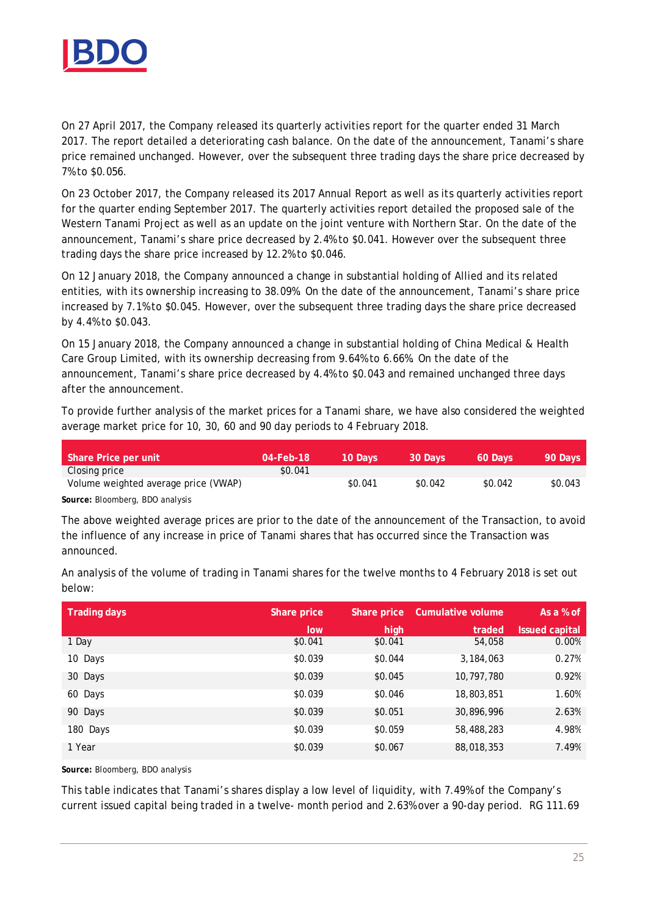On 27 April 2017, the Company released its quarterly activities report for the quarter ended 31 March 2017. The report detailed a deteriorating cash balance. On the date of the announcement, Tanami's share price remained unchanged. However, over the subsequent three trading days the share price decreased by 7% to $0.056.

On 23 October 2017, the Company released its 2017 Annual Report as well as its quarterly activities report for the quarter ending September 2017. The quarterly activities report detailed the proposed sale of the Western Tanami Project as well as an update on the joint venture with Northern Star. On the date of the announcement, Tanami's share price decreased by 2.4% to $0.041. However over the subsequent three trading days the share price increased by 12.2% to $0.046.

On 12 January 2018, the Company announced a change in substantial holding of Allied and its related entities, with its ownership increasing to 38.09%. On the date of the announcement, Tanami's share price increased by 7.1% to $0.045. However, over the subsequent three trading days the share price decreased by 4.4% to $0.043.

On 15 January 2018, the Company announced a change in substantial holding of China Medical & Health Care Group Limited, with its ownership decreasing from 9.64% to 6.66%. On the date of the announcement, Tanami's share price decreased by 4.4% to $0.043 and remained unchanged three days after the announcement.

To provide further analysis of the market prices for a Tanami share, we have also considered the weighted average market price for 10, 30, 60 and 90 day periods to 4 February 2018.

| Share Price per unit | 04-Feb-18 | 10 Days | 30 Days | 60 Days | 90 Days |
|---|---|---|---|---|---|
| Closing price | $0.041 | | | | |
| Volume weighted average price (VWAP) | | $0.041 | $0.042 | $0.042 | $0.043 |

**Source:** Bloomberg, BDO analysis

The above weighted average prices are prior to the date of the announcement of the Transaction, to avoid the influence of any increase in price of Tanami shares that has occurred since the Transaction was announced.

An analysis of the volume of trading in Tanami shares for the twelve months to 4 February 2018 is set out below:

| Trading days | Share price low | Share price high | Cumulative volume traded | As a % of Issued capital |
|---|---|---|---|---|
| 1 Day | $0.041 | $0.041 | 54,058 | 0.00% |
| 10 Days | $0.039 | $0.044 | 3,184,063 | 0.27% |
| 30 Days | $0.039 | $0.045 | 10,797,780 | 0.92% |
| 60 Days | $0.039 | $0.046 | 18,803,851 | 1.60% |
| 90 Days | $0.039 | $0.051 | 30,896,996 | 2.63% |
| 180 Days | $0.039 | $0.059 | 58,488,283 | 4.98% |
| 1 Year | $0.039 | $0.067 | 88,018,353 | 7.49% |

**Source:** Bloomberg, BDO analysis

This table indicates that Tanami's shares display a low level of liquidity, with 7.49% of the Company's current issued capital being traded in a twelve- month period and 2.63% over a 90-day period. RG 111.69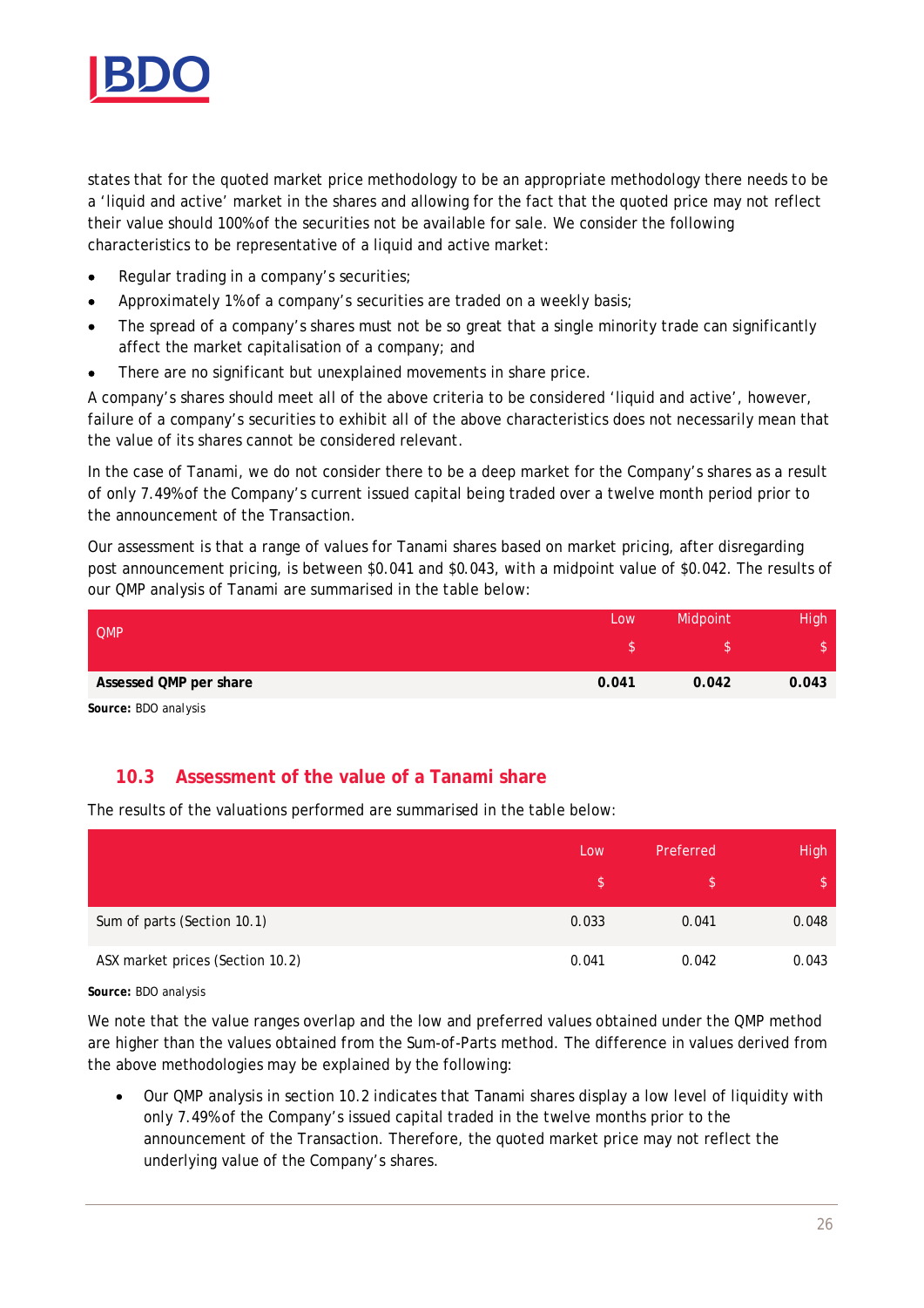states that for the quoted market price methodology to be an appropriate methodology there needs to be a 'liquid and active' market in the shares and allowing for the fact that the quoted price may not reflect their value should 100% of the securities not be available for sale. We consider the following characteristics to be representative of a liquid and active market:

- Regular trading in a company's securities;
- Approximately 1% of a company's securities are traded on a weekly basis;
- The spread of a company's shares must not be so great that a single minority trade can significantly affect the market capitalisation of a company; and
- There are no significant but unexplained movements in share price.

A company's shares should meet all of the above criteria to be considered 'liquid and active', however, failure of a company's securities to exhibit all of the above characteristics does not necessarily mean that the value of its shares cannot be considered relevant.

In the case of Tanami, we do not consider there to be a deep market for the Company's shares as a result of only 7.49% of the Company's current issued capital being traded over a twelve month period prior to the announcement of the Transaction.

Our assessment is that a range of values for Tanami shares based on market pricing, after disregarding post announcement pricing, is between $0.041 and $0.043, with a midpoint value of $0.042. The results of our QMP analysis of Tanami are summarised in the table below:

| QMP | Low<br>$ | Midpoint<br>$ | High<br>$ |
|---|---|---|---|
| **Assessed QMP per share** | **0.041** | **0.042** | **0.043** |

**Source:** BDO analysis

## 10.3 Assessment of the value of a Tanami share

The results of the valuations performed are summarised in the table below:

| | Low<br>$ | Preferred<br>$ | High<br>$ |
|---|---|---|---|
| Sum of parts (Section 10.1) | 0.033 | 0.041 | 0.048 |
| ASX market prices (Section 10.2) | 0.041 | 0.042 | 0.043 |

**Source:** BDO analysis

We note that the value ranges overlap and the low and preferred values obtained under the QMP method are higher than the values obtained from the Sum-of-Parts method. The difference in values derived from the above methodologies may be explained by the following:

- Our QMP analysis in section 10.2 indicates that Tanami shares display a low level of liquidity with only 7.49% of the Company's issued capital traded in the twelve months prior to the announcement of the Transaction. Therefore, the quoted market price may not reflect the underlying value of the Company's shares.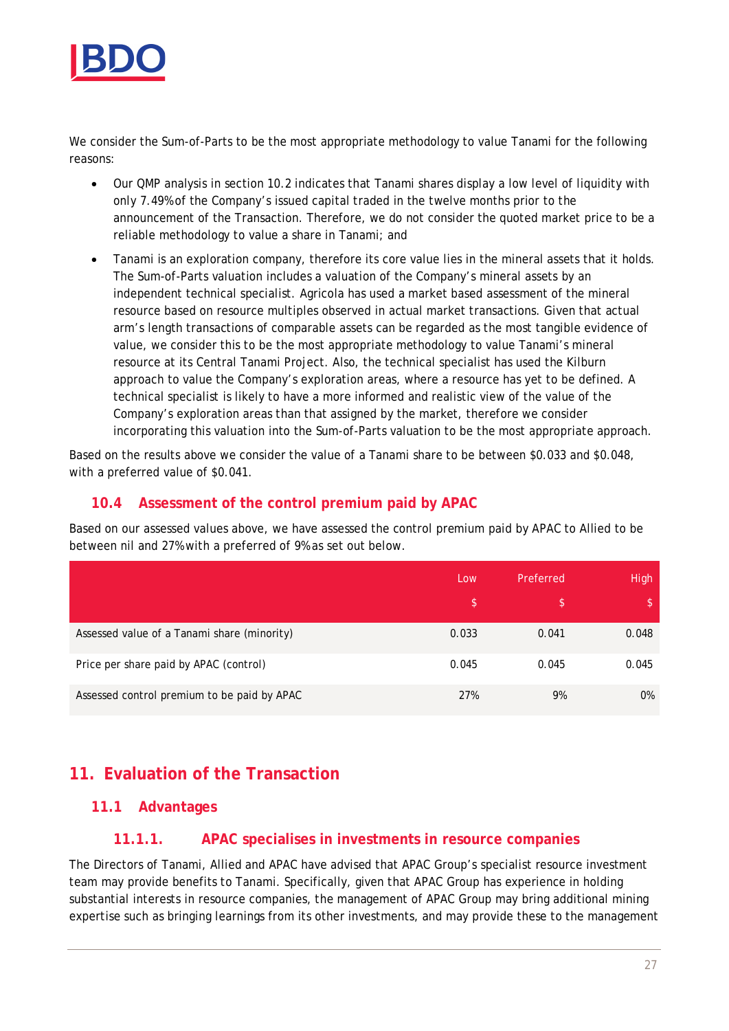We consider the Sum-of-Parts to be the most appropriate methodology to value Tanami for the following reasons:

- Our QMP analysis in section 10.2 indicates that Tanami shares display a low level of liquidity with only 7.49% of the Company's issued capital traded in the twelve months prior to the announcement of the Transaction. Therefore, we do not consider the quoted market price to be a reliable methodology to value a share in Tanami; and
- Tanami is an exploration company, therefore its core value lies in the mineral assets that it holds. The Sum-of-Parts valuation includes a valuation of the Company's mineral assets by an independent technical specialist. Agricola has used a market based assessment of the mineral resource based on resource multiples observed in actual market transactions. Given that actual arm's length transactions of comparable assets can be regarded as the most tangible evidence of value, we consider this to be the most appropriate methodology to value Tanami's mineral resource at its Central Tanami Project. Also, the technical specialist has used the Kilburn approach to value the Company's exploration areas, where a resource has yet to be defined. A technical specialist is likely to have a more informed and realistic view of the value of the Company's exploration areas than that assigned by the market, therefore we consider incorporating this valuation into the Sum-of-Parts valuation to be the most appropriate approach.

Based on the results above we consider the value of a Tanami share to be between $0.033 and $0.048, with a preferred value of $0.041.

## 10.4 Assessment of the control premium paid by APAC

Based on our assessed values above, we have assessed the control premium paid by APAC to Allied to be between nil and 27% with a preferred of 9% as set out below.

| | Low<br>$ | Preferred<br>$ | High<br>$ |
|---|---|---|---|
| Assessed value of a Tanami share (minority) | 0.033 | 0.041 | 0.048 |
| Price per share paid by APAC (control) | 0.045 | 0.045 | 0.045 |
| Assessed control premium to be paid by APAC | 27% | 9% | 0% |

# 11. Evaluation of the Transaction

## 11.1 Advantages

### 11.1.1. APAC specialises in investments in resource companies

The Directors of Tanami, Allied and APAC have advised that APAC Group's specialist resource investment team may provide benefits to Tanami. Specifically, given that APAC Group has experience in holding substantial interests in resource companies, the management of APAC Group may bring additional mining expertise such as bringing learnings from its other investments, and may provide these to the management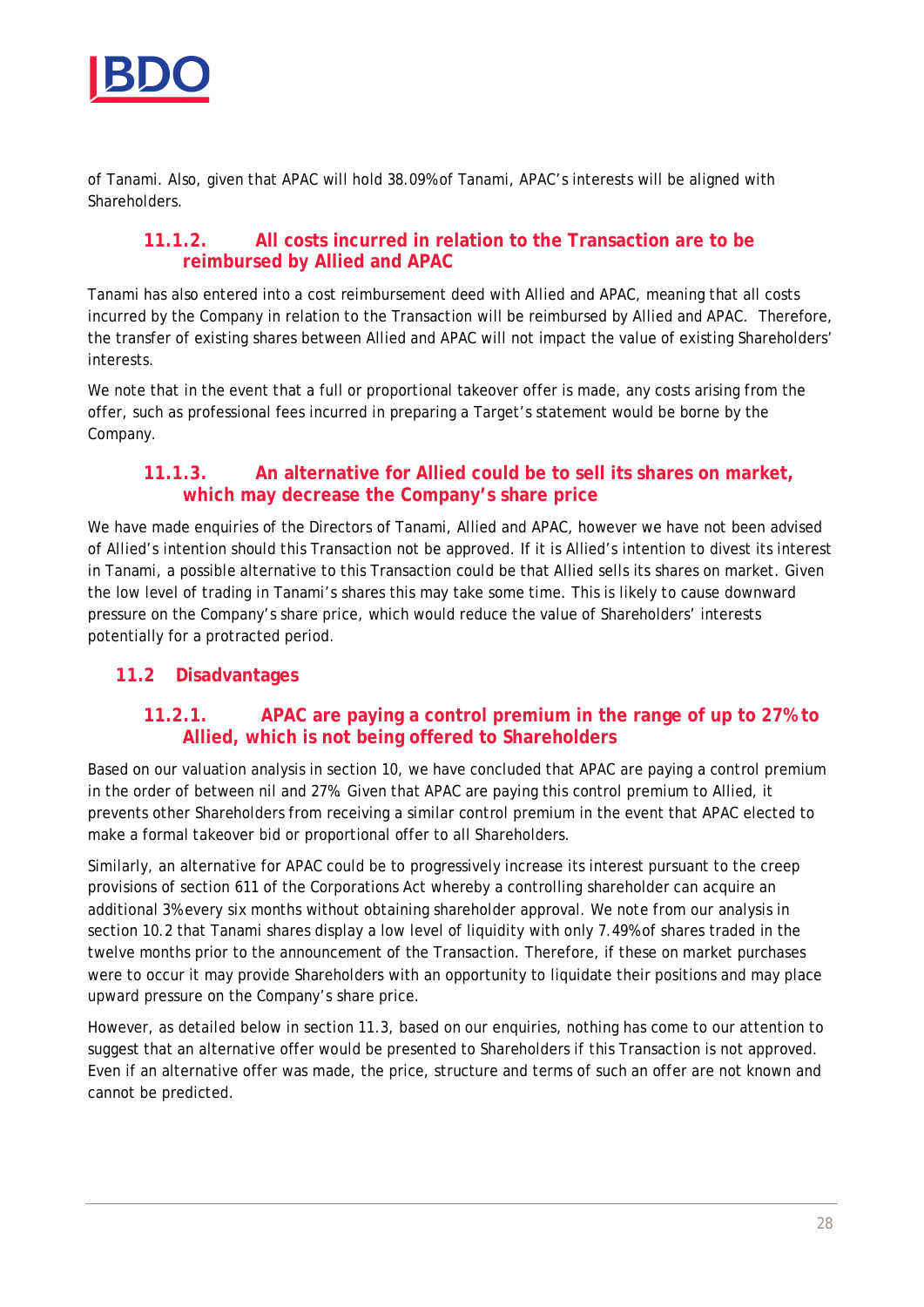of Tanami. Also, given that APAC will hold 38.09% of Tanami, APAC's interests will be aligned with Shareholders.

#### 11.1.2. All costs incurred in relation to the Transaction are to be reimbursed by Allied and APAC

Tanami has also entered into a cost reimbursement deed with Allied and APAC, meaning that all costs incurred by the Company in relation to the Transaction will be reimbursed by Allied and APAC. Therefore, the transfer of existing shares between Allied and APAC will not impact the value of existing Shareholders' interests.

We note that in the event that a full or proportional takeover offer is made, any costs arising from the offer, such as professional fees incurred in preparing a Target's statement would be borne by the Company.

#### 11.1.3. An alternative for Allied could be to sell its shares on market, which may decrease the Company's share price

We have made enquiries of the Directors of Tanami, Allied and APAC, however we have not been advised of Allied's intention should this Transaction not be approved. If it is Allied's intention to divest its interest in Tanami, a possible alternative to this Transaction could be that Allied sells its shares on market. Given the low level of trading in Tanami's shares this may take some time. This is likely to cause downward pressure on the Company's share price, which would reduce the value of Shareholders' interests potentially for a protracted period.

### 11.2 Disadvantages

#### 11.2.1. APAC are paying a control premium in the range of up to 27% to Allied, which is not being offered to Shareholders

Based on our valuation analysis in section 10, we have concluded that APAC are paying a control premium in the order of between nil and 27%. Given that APAC are paying this control premium to Allied, it prevents other Shareholders from receiving a similar control premium in the event that APAC elected to make a formal takeover bid or proportional offer to all Shareholders.

Similarly, an alternative for APAC could be to progressively increase its interest pursuant to the creep provisions of section 611 of the Corporations Act whereby a controlling shareholder can acquire an additional 3% every six months without obtaining shareholder approval. We note from our analysis in section 10.2 that Tanami shares display a low level of liquidity with only 7.49% of shares traded in the twelve months prior to the announcement of the Transaction. Therefore, if these on market purchases were to occur it may provide Shareholders with an opportunity to liquidate their positions and may place upward pressure on the Company's share price.

However, as detailed below in section 11.3, based on our enquiries, nothing has come to our attention to suggest that an alternative offer would be presented to Shareholders if this Transaction is not approved. Even if an alternative offer was made, the price, structure and terms of such an offer are not known and cannot be predicted.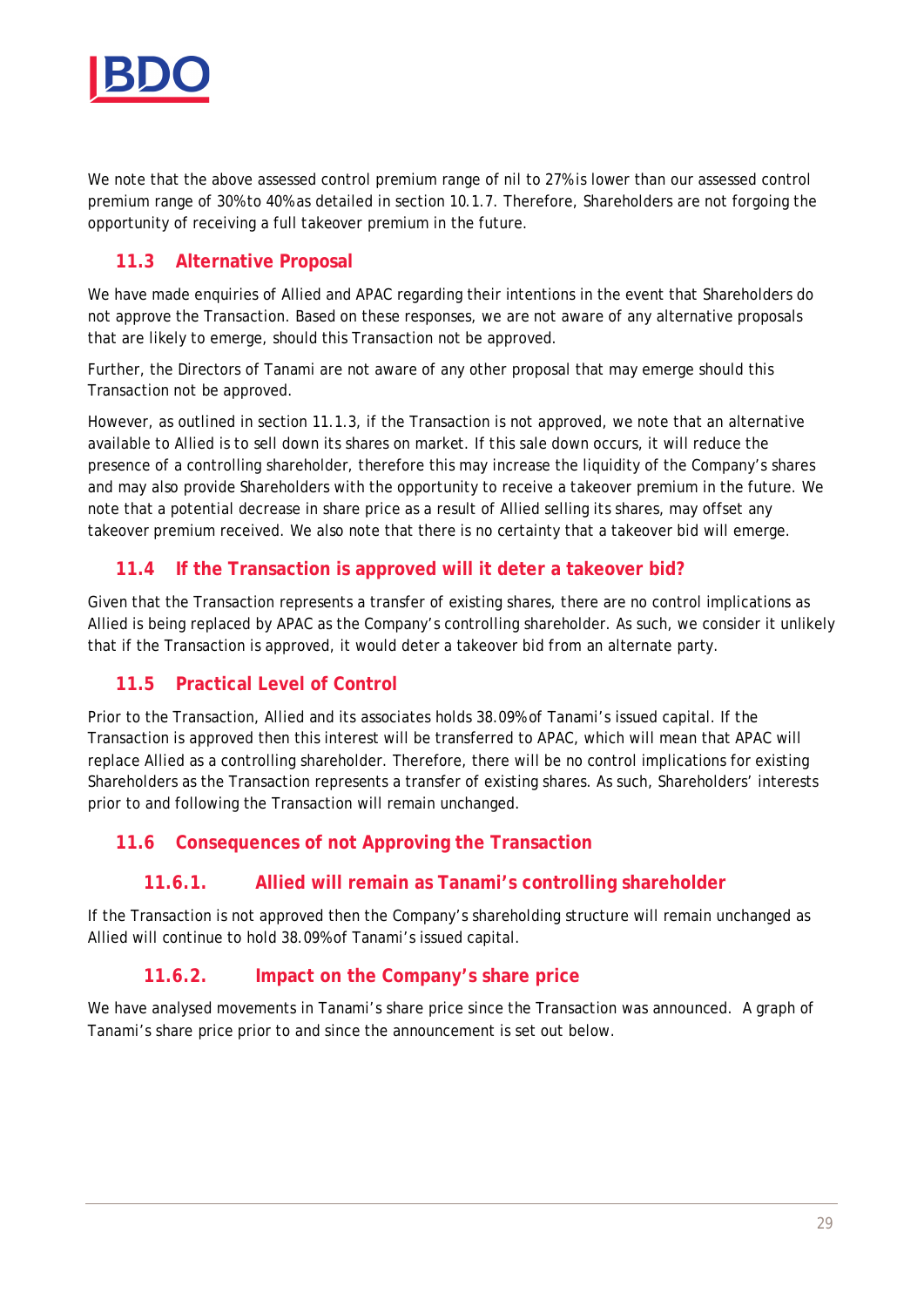We note that the above assessed control premium range of nil to 27% is lower than our assessed control premium range of 30% to 40% as detailed in section 10.1.7. Therefore, Shareholders are not forgoing the opportunity of receiving a full takeover premium in the future.

## 11.3 Alternative Proposal

We have made enquiries of Allied and APAC regarding their intentions in the event that Shareholders do not approve the Transaction. Based on these responses, we are not aware of any alternative proposals that are likely to emerge, should this Transaction not be approved.

Further, the Directors of Tanami are not aware of any other proposal that may emerge should this Transaction not be approved.

However, as outlined in section 11.1.3, if the Transaction is not approved, we note that an alternative available to Allied is to sell down its shares on market. If this sale down occurs, it will reduce the presence of a controlling shareholder, therefore this may increase the liquidity of the Company's shares and may also provide Shareholders with the opportunity to receive a takeover premium in the future. We note that a potential decrease in share price as a result of Allied selling its shares, may offset any takeover premium received. We also note that there is no certainty that a takeover bid will emerge.

## 11.4 If the Transaction is approved will it deter a takeover bid?

Given that the Transaction represents a transfer of existing shares, there are no control implications as Allied is being replaced by APAC as the Company's controlling shareholder. As such, we consider it unlikely that if the Transaction is approved, it would deter a takeover bid from an alternate party.

## 11.5 Practical Level of Control

Prior to the Transaction, Allied and its associates holds 38.09% of Tanami's issued capital. If the Transaction is approved then this interest will be transferred to APAC, which will mean that APAC will replace Allied as a controlling shareholder. Therefore, there will be no control implications for existing Shareholders as the Transaction represents a transfer of existing shares. As such, Shareholders' interests prior to and following the Transaction will remain unchanged.

## 11.6 Consequences of not Approving the Transaction

### 11.6.1. Allied will remain as Tanami's controlling shareholder

If the Transaction is not approved then the Company's shareholding structure will remain unchanged as Allied will continue to hold 38.09% of Tanami's issued capital.

### 11.6.2. Impact on the Company's share price

We have analysed movements in Tanami's share price since the Transaction was announced. A graph of Tanami's share price prior to and since the announcement is set out below.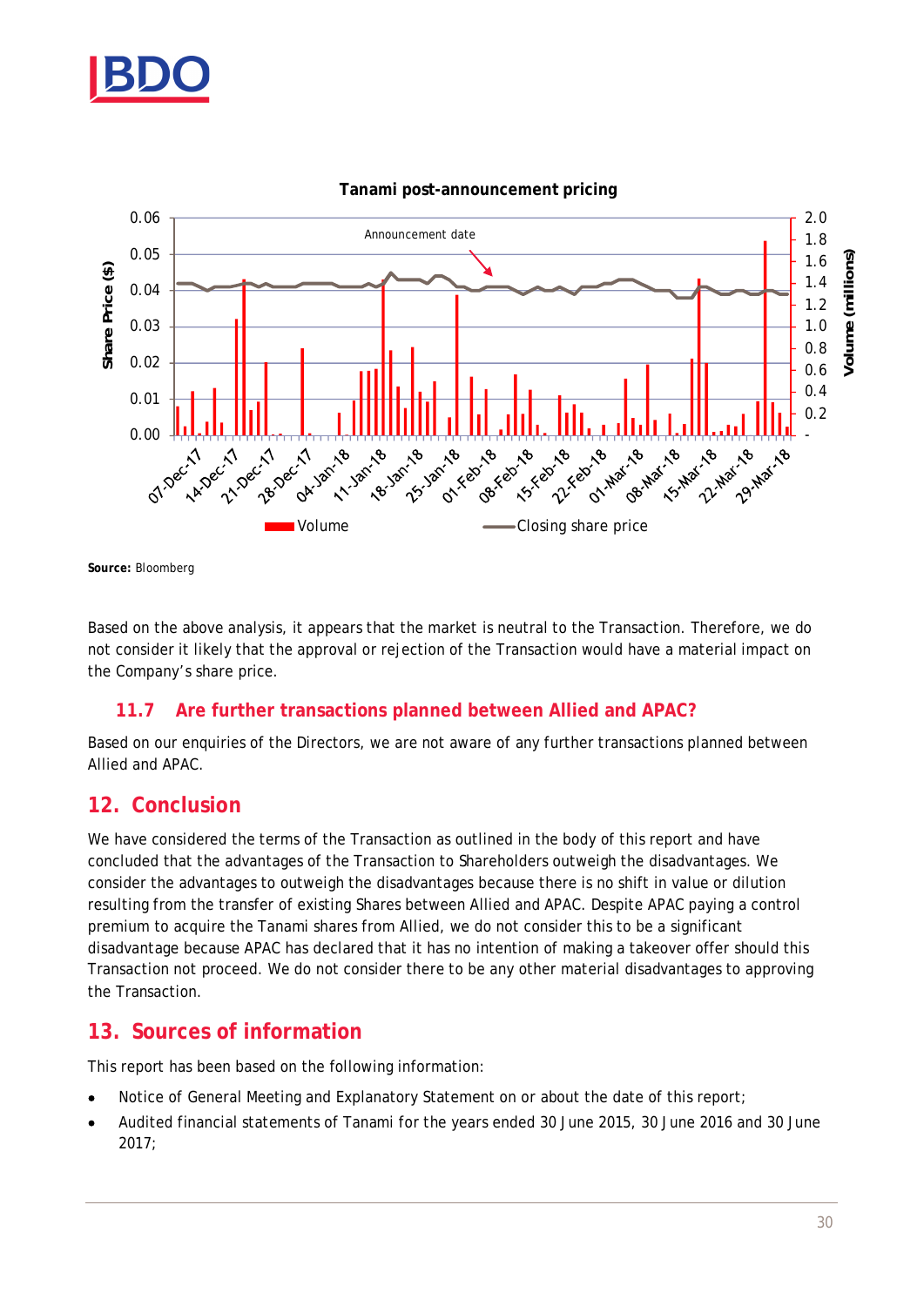**Tanami post-announcement pricing**

Source: Bloomberg

Based on the above analysis, it appears that the market is neutral to the Transaction. Therefore, we do not consider it likely that the approval or rejection of the Transaction would have a material impact on the Company's share price.

### 11.7 Are further transactions planned between Allied and APAC?

Based on our enquiries of the Directors, we are not aware of any further transactions planned between Allied and APAC.

## 12. Conclusion

We have considered the terms of the Transaction as outlined in the body of this report and have concluded that the advantages of the Transaction to Shareholders outweigh the disadvantages. We consider the advantages to outweigh the disadvantages because there is no shift in value or dilution resulting from the transfer of existing Shares between Allied and APAC. Despite APAC paying a control premium to acquire the Tanami shares from Allied, we do not consider this to be a significant disadvantage because APAC has declared that it has no intention of making a takeover offer should this Transaction not proceed. We do not consider there to be any other material disadvantages to approving the Transaction.

## 13. Sources of information

This report has been based on the following information:

- Notice of General Meeting and Explanatory Statement on or about the date of this report;
- Audited financial statements of Tanami for the years ended 30 June 2015, 30 June 2016 and 30 June 2017;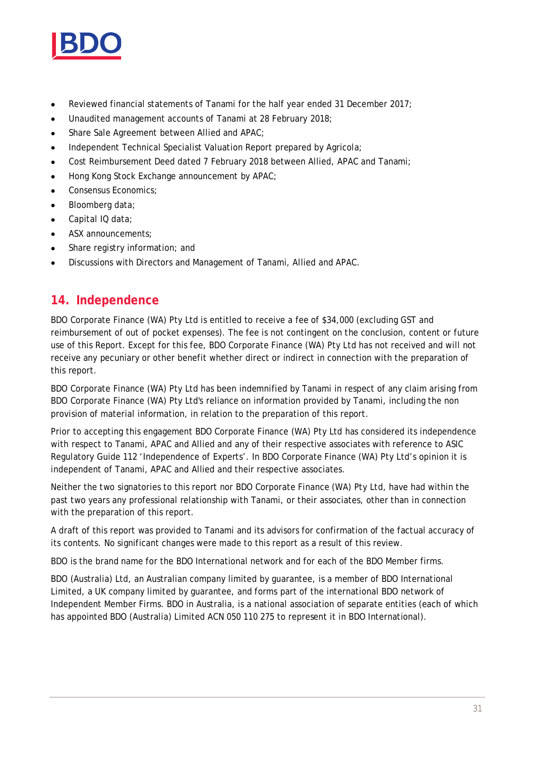- Reviewed financial statements of Tanami for the half year ended 31 December 2017;
- Unaudited management accounts of Tanami at 28 February 2018;
- Share Sale Agreement between Allied and APAC;
- Independent Technical Specialist Valuation Report prepared by Agricola;
- Cost Reimbursement Deed dated 7 February 2018 between Allied, APAC and Tanami;
- Hong Kong Stock Exchange announcement by APAC;
- Consensus Economics;
- Bloomberg data;
- Capital IQ data;
- ASX announcements;
- Share registry information; and
- Discussions with Directors and Management of Tanami, Allied and APAC.

## 14. Independence

BDO Corporate Finance (WA) Pty Ltd is entitled to receive a fee of $34,000 (excluding GST and reimbursement of out of pocket expenses). The fee is not contingent on the conclusion, content or future use of this Report. Except for this fee, BDO Corporate Finance (WA) Pty Ltd has not received and will not receive any pecuniary or other benefit whether direct or indirect in connection with the preparation of this report.

BDO Corporate Finance (WA) Pty Ltd has been indemnified by Tanami in respect of any claim arising from BDO Corporate Finance (WA) Pty Ltd's reliance on information provided by Tanami, including the non provision of material information, in relation to the preparation of this report.

Prior to accepting this engagement BDO Corporate Finance (WA) Pty Ltd has considered its independence with respect to Tanami, APAC and Allied and any of their respective associates with reference to ASIC Regulatory Guide 112 'Independence of Experts'. In BDO Corporate Finance (WA) Pty Ltd's opinion it is independent of Tanami, APAC and Allied and their respective associates.

Neither the two signatories to this report nor BDO Corporate Finance (WA) Pty Ltd, have had within the past two years any professional relationship with Tanami, or their associates, other than in connection with the preparation of this report.

A draft of this report was provided to Tanami and its advisors for confirmation of the factual accuracy of its contents. No significant changes were made to this report as a result of this review.

BDO is the brand name for the BDO International network and for each of the BDO Member firms.

BDO (Australia) Ltd, an Australian company limited by guarantee, is a member of BDO International Limited, a UK company limited by guarantee, and forms part of the international BDO network of Independent Member Firms. BDO in Australia, is a national association of separate entities (each of which has appointed BDO (Australia) Limited ACN 050 110 275 to represent it in BDO International).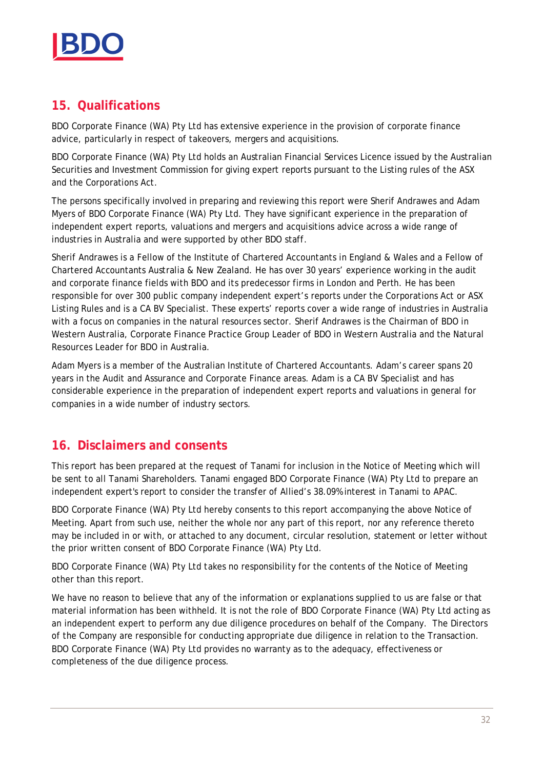## 15. Qualifications

BDO Corporate Finance (WA) Pty Ltd has extensive experience in the provision of corporate finance advice, particularly in respect of takeovers, mergers and acquisitions.

BDO Corporate Finance (WA) Pty Ltd holds an Australian Financial Services Licence issued by the Australian Securities and Investment Commission for giving expert reports pursuant to the Listing rules of the ASX and the Corporations Act.

The persons specifically involved in preparing and reviewing this report were Sherif Andrawes and Adam Myers of BDO Corporate Finance (WA) Pty Ltd. They have significant experience in the preparation of independent expert reports, valuations and mergers and acquisitions advice across a wide range of industries in Australia and were supported by other BDO staff.

Sherif Andrawes is a Fellow of the Institute of Chartered Accountants in England & Wales and a Fellow of Chartered Accountants Australia & New Zealand. He has over 30 years' experience working in the audit and corporate finance fields with BDO and its predecessor firms in London and Perth. He has been responsible for over 300 public company independent expert's reports under the Corporations Act or ASX Listing Rules and is a CA BV Specialist. These experts' reports cover a wide range of industries in Australia with a focus on companies in the natural resources sector. Sherif Andrawes is the Chairman of BDO in Western Australia, Corporate Finance Practice Group Leader of BDO in Western Australia and the Natural Resources Leader for BDO in Australia.

Adam Myers is a member of the Australian Institute of Chartered Accountants. Adam's career spans 20 years in the Audit and Assurance and Corporate Finance areas. Adam is a CA BV Specialist and has considerable experience in the preparation of independent expert reports and valuations in general for companies in a wide number of industry sectors.

## 16. Disclaimers and consents

This report has been prepared at the request of Tanami for inclusion in the Notice of Meeting which will be sent to all Tanami Shareholders. Tanami engaged BDO Corporate Finance (WA) Pty Ltd to prepare an independent expert's report to consider the transfer of Allied's 38.09% interest in Tanami to APAC.

BDO Corporate Finance (WA) Pty Ltd hereby consents to this report accompanying the above Notice of Meeting. Apart from such use, neither the whole nor any part of this report, nor any reference thereto may be included in or with, or attached to any document, circular resolution, statement or letter without the prior written consent of BDO Corporate Finance (WA) Pty Ltd.

BDO Corporate Finance (WA) Pty Ltd takes no responsibility for the contents of the Notice of Meeting other than this report.

We have no reason to believe that any of the information or explanations supplied to us are false or that material information has been withheld. It is not the role of BDO Corporate Finance (WA) Pty Ltd acting as an independent expert to perform any due diligence procedures on behalf of the Company. The Directors of the Company are responsible for conducting appropriate due diligence in relation to the Transaction. BDO Corporate Finance (WA) Pty Ltd provides no warranty as to the adequacy, effectiveness or completeness of the due diligence process.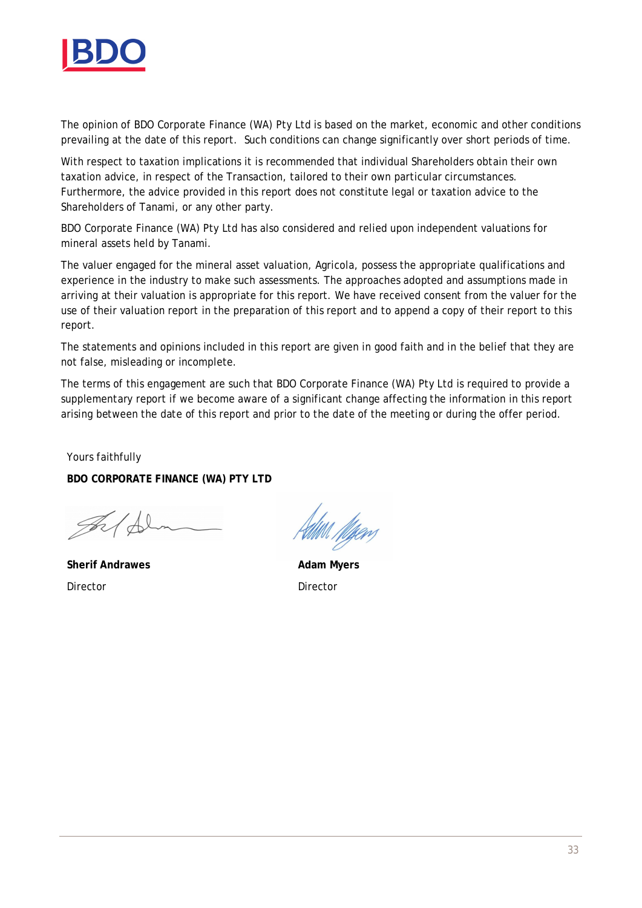The opinion of BDO Corporate Finance (WA) Pty Ltd is based on the market, economic and other conditions prevailing at the date of this report. Such conditions can change significantly over short periods of time.

With respect to taxation implications it is recommended that individual Shareholders obtain their own taxation advice, in respect of the Transaction, tailored to their own particular circumstances. Furthermore, the advice provided in this report does not constitute legal or taxation advice to the Shareholders of Tanami, or any other party.

BDO Corporate Finance (WA) Pty Ltd has also considered and relied upon independent valuations for mineral assets held by Tanami.

The valuer engaged for the mineral asset valuation, Agricola, possess the appropriate qualifications and experience in the industry to make such assessments. The approaches adopted and assumptions made in arriving at their valuation is appropriate for this report. We have received consent from the valuer for the use of their valuation report in the preparation of this report and to append a copy of their report to this report.

The statements and opinions included in this report are given in good faith and in the belief that they are not false, misleading or incomplete.

The terms of this engagement are such that BDO Corporate Finance (WA) Pty Ltd is required to provide a supplementary report if we become aware of a significant change affecting the information in this report arising between the date of this report and prior to the date of the meeting or during the offer period.

Yours faithfully

**BDO CORPORATE FINANCE (WA) PTY LTD**

| | |
|---|---|
| **Sherif Andrawes** | **Adam Myers** |
| Director | Director |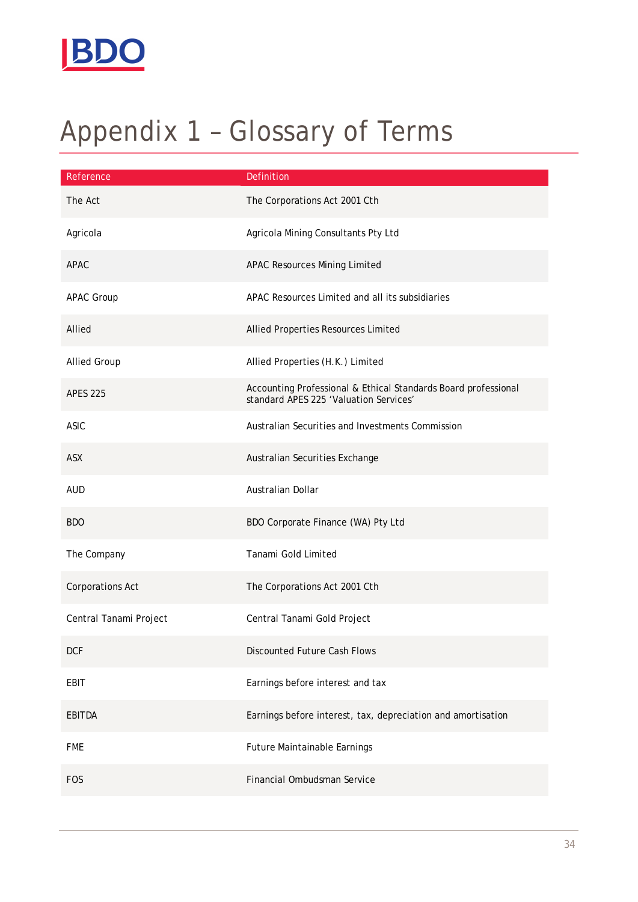# Appendix 1 – Glossary of Terms

| Reference | Definition |
|---|---|
| The Act | The Corporations Act 2001 Cth |
| Agricola | Agricola Mining Consultants Pty Ltd |
| APAC | APAC Resources Mining Limited |
| APAC Group | APAC Resources Limited and all its subsidiaries |
| Allied | Allied Properties Resources Limited |
| Allied Group | Allied Properties (H.K.) Limited |
| APES 225 | Accounting Professional & Ethical Standards Board professional standard APES 225 'Valuation Services' |
| ASIC | Australian Securities and Investments Commission |
| ASX | Australian Securities Exchange |
| AUD | Australian Dollar |
| BDO | BDO Corporate Finance (WA) Pty Ltd |
| The Company | Tanami Gold Limited |
| Corporations Act | The Corporations Act 2001 Cth |
| Central Tanami Project | Central Tanami Gold Project |
| DCF | Discounted Future Cash Flows |
| EBIT | Earnings before interest and tax |
| EBITDA | Earnings before interest, tax, depreciation and amortisation |
| FME | Future Maintainable Earnings |
| FOS | Financial Ombudsman Service |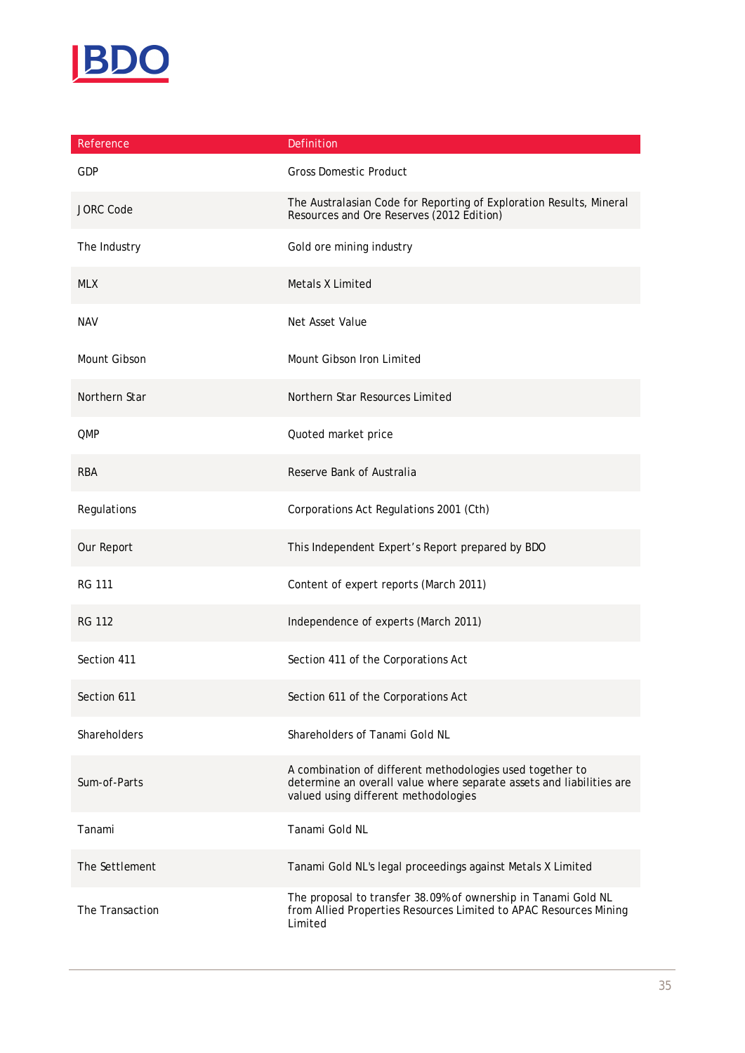| Reference | Definition |
|---|---|
| GDP | Gross Domestic Product |
| JORC Code | The Australasian Code for Reporting of Exploration Results, Mineral Resources and Ore Reserves (2012 Edition) |
| The Industry | Gold ore mining industry |
| MLX | Metals X Limited |
| NAV | Net Asset Value |
| Mount Gibson | Mount Gibson Iron Limited |
| Northern Star | Northern Star Resources Limited |
| QMP | Quoted market price |
| RBA | Reserve Bank of Australia |
| Regulations | Corporations Act Regulations 2001 (Cth) |
| Our Report | This Independent Expert's Report prepared by BDO |
| RG 111 | Content of expert reports (March 2011) |
| RG 112 | Independence of experts (March 2011) |
| Section 411 | Section 411 of the Corporations Act |
| Section 611 | Section 611 of the Corporations Act |
| Shareholders | Shareholders of Tanami Gold NL |
| Sum-of-Parts | A combination of different methodologies used together to determine an overall value where separate assets and liabilities are valued using different methodologies |
| Tanami | Tanami Gold NL |
| The Settlement | Tanami Gold NL's legal proceedings against Metals X Limited |
| The Transaction | The proposal to transfer 38.09% of ownership in Tanami Gold NL from Allied Properties Resources Limited to APAC Resources Mining Limited |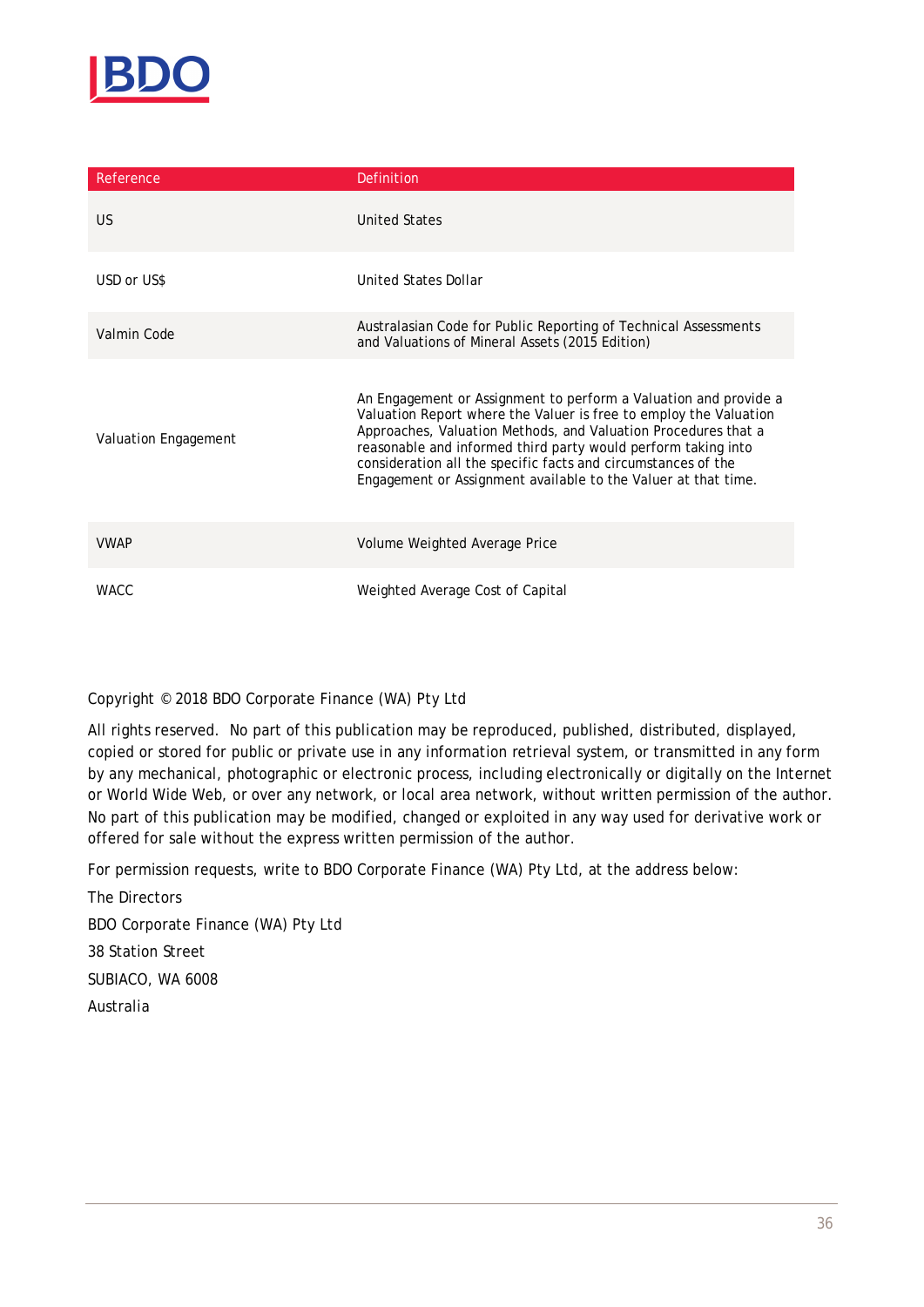| Reference | Definition |
|---|---|
| US | United States |
| USD or US$ | United States Dollar |
| Valmin Code | Australasian Code for Public Reporting of Technical Assessments and Valuations of Mineral Assets (2015 Edition) |
| Valuation Engagement | An Engagement or Assignment to perform a Valuation and provide a Valuation Report where the Valuer is free to employ the Valuation Approaches, Valuation Methods, and Valuation Procedures that a reasonable and informed third party would perform taking into consideration all the specific facts and circumstances of the Engagement or Assignment available to the Valuer at that time. |
| VWAP | Volume Weighted Average Price |
| WACC | Weighted Average Cost of Capital |

Copyright © 2018 BDO Corporate Finance (WA) Pty Ltd

All rights reserved. No part of this publication may be reproduced, published, distributed, displayed, copied or stored for public or private use in any information retrieval system, or transmitted in any form by any mechanical, photographic or electronic process, including electronically or digitally on the Internet or World Wide Web, or over any network, or local area network, without written permission of the author. No part of this publication may be modified, changed or exploited in any way used for derivative work or offered for sale without the express written permission of the author.

For permission requests, write to BDO Corporate Finance (WA) Pty Ltd, at the address below:

The Directors

BDO Corporate Finance (WA) Pty Ltd

38 Station Street

SUBIACO, WA 6008

Australia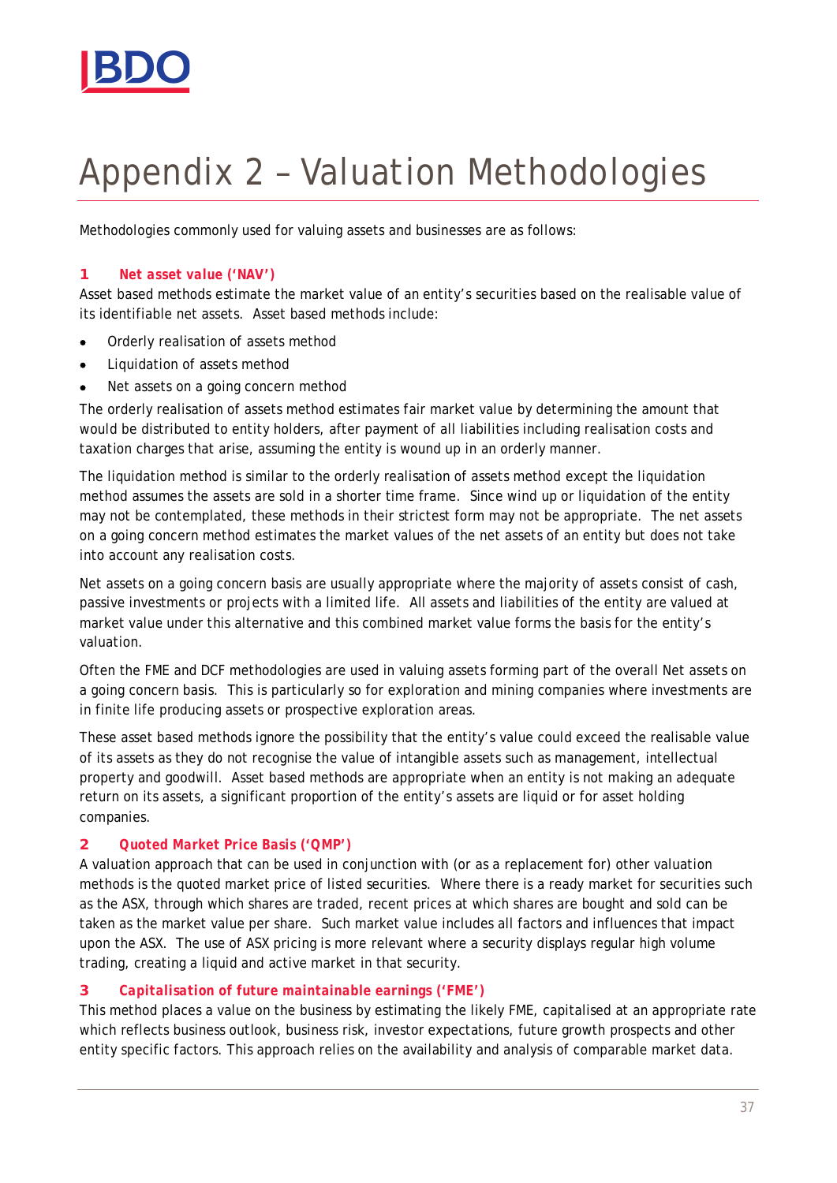# Appendix 2 – Valuation Methodologies

Methodologies commonly used for valuing assets and businesses are as follows:

## 1 *Net asset value ('NAV')*

Asset based methods estimate the market value of an entity's securities based on the realisable value of its identifiable net assets. Asset based methods include:

- Orderly realisation of assets method
- Liquidation of assets method
- Net assets on a going concern method

The orderly realisation of assets method estimates fair market value by determining the amount that would be distributed to entity holders, after payment of all liabilities including realisation costs and taxation charges that arise, assuming the entity is wound up in an orderly manner.

The liquidation method is similar to the orderly realisation of assets method except the liquidation method assumes the assets are sold in a shorter time frame. Since wind up or liquidation of the entity may not be contemplated, these methods in their strictest form may not be appropriate. The net assets on a going concern method estimates the market values of the net assets of an entity but does not take into account any realisation costs.

Net assets on a going concern basis are usually appropriate where the majority of assets consist of cash, passive investments or projects with a limited life. All assets and liabilities of the entity are valued at market value under this alternative and this combined market value forms the basis for the entity's valuation.

Often the FME and DCF methodologies are used in valuing assets forming part of the overall Net assets on a going concern basis. This is particularly so for exploration and mining companies where investments are in finite life producing assets or prospective exploration areas.

These asset based methods ignore the possibility that the entity's value could exceed the realisable value of its assets as they do not recognise the value of intangible assets such as management, intellectual property and goodwill. Asset based methods are appropriate when an entity is not making an adequate return on its assets, a significant proportion of the entity's assets are liquid or for asset holding companies.

## 2 *Quoted Market Price Basis ('QMP')*

A valuation approach that can be used in conjunction with (or as a replacement for) other valuation methods is the quoted market price of listed securities. Where there is a ready market for securities such as the ASX, through which shares are traded, recent prices at which shares are bought and sold can be taken as the market value per share. Such market value includes all factors and influences that impact upon the ASX. The use of ASX pricing is more relevant where a security displays regular high volume trading, creating a liquid and active market in that security.

## 3 *Capitalisation of future maintainable earnings ('FME')*

This method places a value on the business by estimating the likely FME, capitalised at an appropriate rate which reflects business outlook, business risk, investor expectations, future growth prospects and other entity specific factors. This approach relies on the availability and analysis of comparable market data.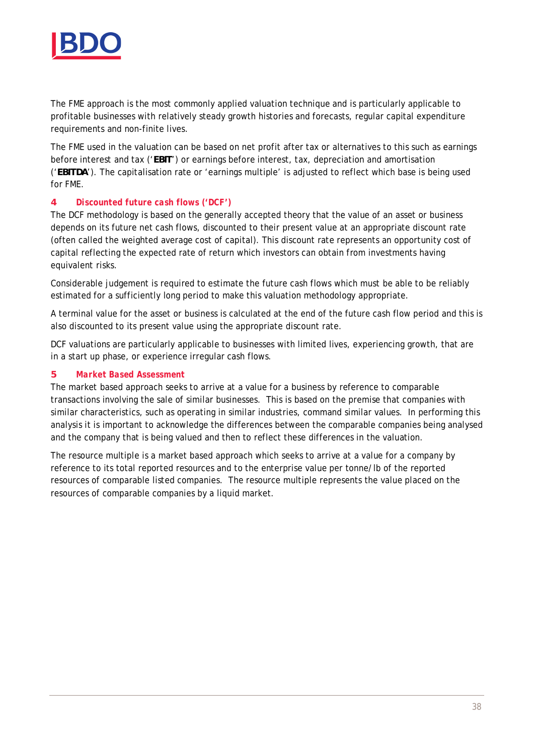The FME approach is the most commonly applied valuation technique and is particularly applicable to profitable businesses with relatively steady growth histories and forecasts, regular capital expenditure requirements and non-finite lives.

The FME used in the valuation can be based on net profit after tax or alternatives to this such as earnings before interest and tax ('**EBIT**') or earnings before interest, tax, depreciation and amortisation ('**EBITDA**'). The capitalisation rate or 'earnings multiple' is adjusted to reflect which base is being used for FME.

### 4 *Discounted future cash flows ('DCF')*

The DCF methodology is based on the generally accepted theory that the value of an asset or business depends on its future net cash flows, discounted to their present value at an appropriate discount rate (often called the weighted average cost of capital). This discount rate represents an opportunity cost of capital reflecting the expected rate of return which investors can obtain from investments having equivalent risks.

Considerable judgement is required to estimate the future cash flows which must be able to be reliably estimated for a sufficiently long period to make this valuation methodology appropriate.

A terminal value for the asset or business is calculated at the end of the future cash flow period and this is also discounted to its present value using the appropriate discount rate.

DCF valuations are particularly applicable to businesses with limited lives, experiencing growth, that are in a start up phase, or experience irregular cash flows.

### 5 *Market Based Assessment*

The market based approach seeks to arrive at a value for a business by reference to comparable transactions involving the sale of similar businesses. This is based on the premise that companies with similar characteristics, such as operating in similar industries, command similar values. In performing this analysis it is important to acknowledge the differences between the comparable companies being analysed and the company that is being valued and then to reflect these differences in the valuation.

The resource multiple is a market based approach which seeks to arrive at a value for a company by reference to its total reported resources and to the enterprise value per tonne/lb of the reported resources of comparable listed companies. The resource multiple represents the value placed on the resources of comparable companies by a liquid market.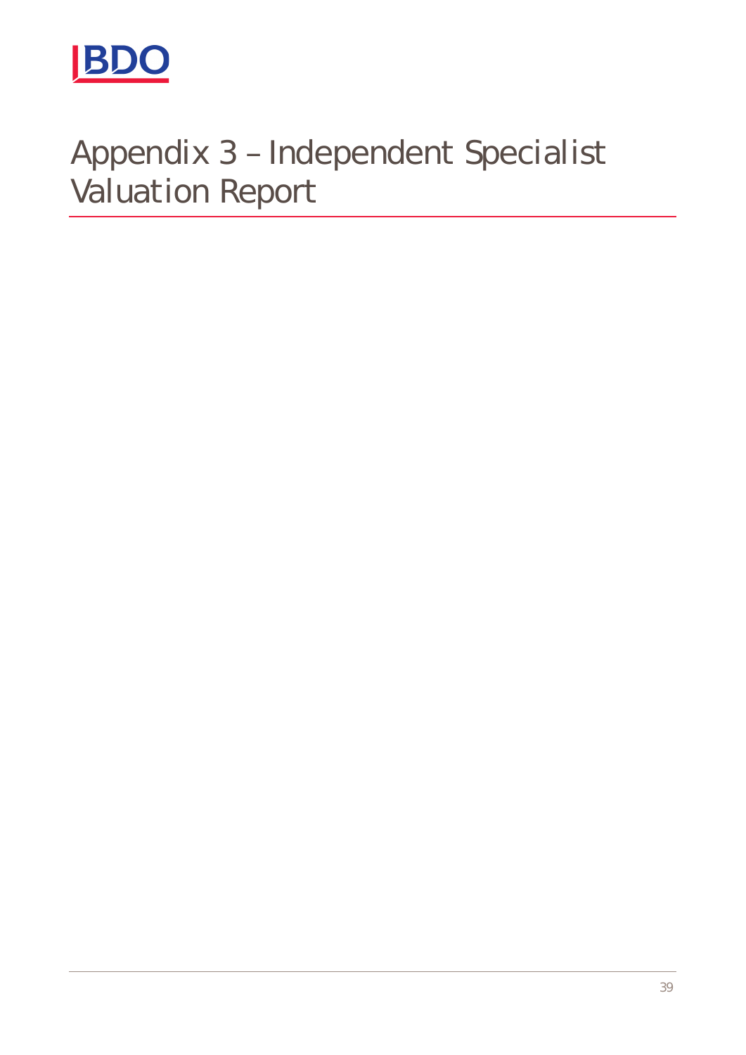# Appendix 3 – Independent Specialist Valuation Report